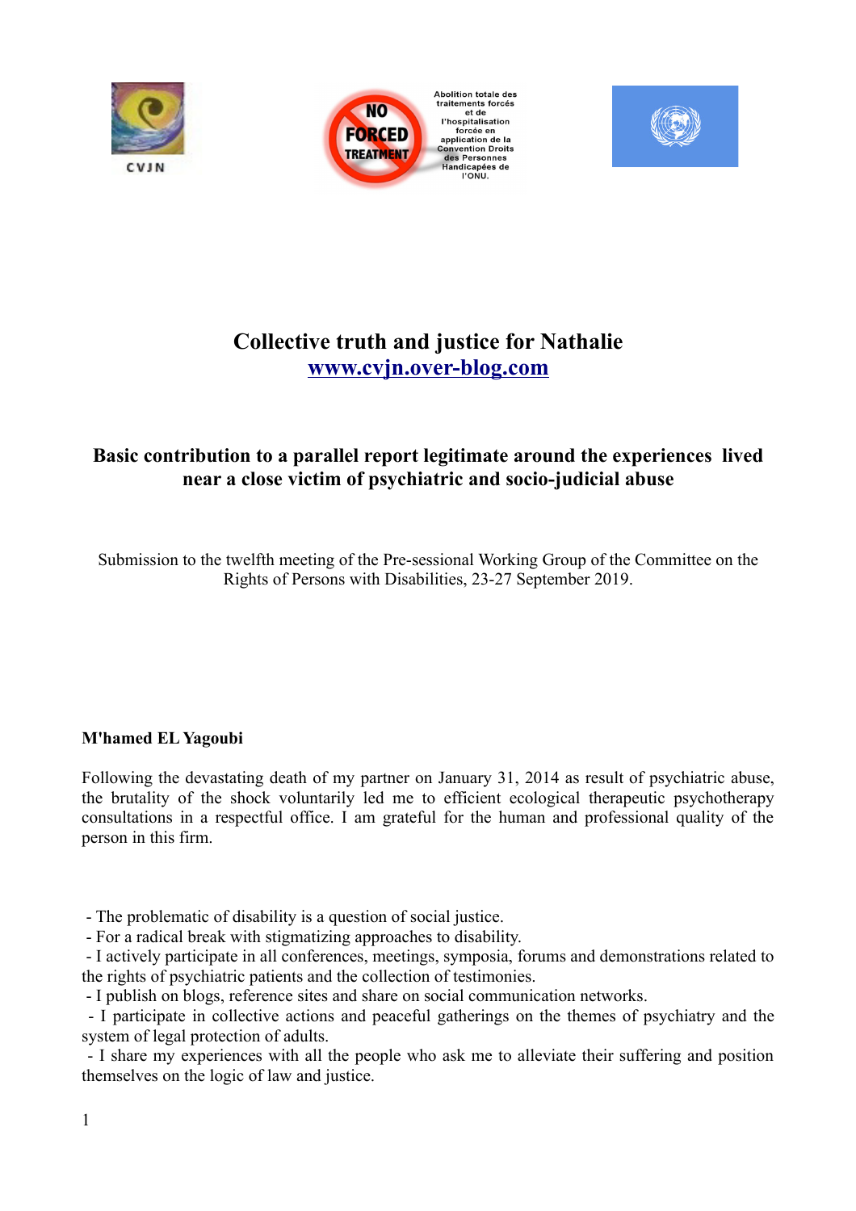CVJN

# Collective truth and justice for Nathalie

[www.cvjn.over-blog.com](http://www.cvjn.over-blog.com)

## Basic contribution to a parallel report legitimate around the experiences lived near a close victim of psychiatric and socio-judicial abuse

Submission to the twelfth meeting of the Pre-sessional Working Group of the Committee on the Rights of Persons with Disabilities, 23-27 September 2019.

**M'hamed EL Yagoubi**

Following the devastating death of my partner on January 31, 2014 as result of psychiatric abuse, the brutality of the shock voluntarily led me to efficient ecological therapeutic psychotherapy consultations in a respectful office. I am grateful for the human and professional quality of the person in this firm.

- The problematic of disability is a question of social justice.
- For a radical break with stigmatizing approaches to disability.
- I actively participate in all conferences, meetings, symposia, forums and demonstrations related to the rights of psychiatric patients and the collection of testimonies.
- I publish on blogs, reference sites and share on social communication networks.
- I participate in collective actions and peaceful gatherings on the themes of psychiatry and the system of legal protection of adults.
- I share my experiences with all the people who ask me to alleviate their suffering and position themselves on the logic of law and justice.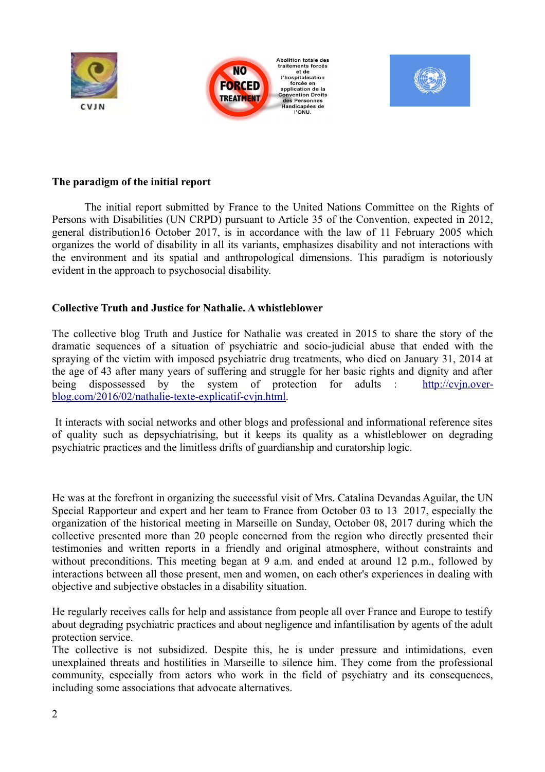Abolition totale des traitements forcés et de l'hospitalisation forcée en application de la Convention Droits des Personnes Handicapées de l'ONU.

**The paradigm of the initial report**

The initial report submitted by France to the United Nations Committee on the Rights of Persons with Disabilities (UN CRPD) pursuant to Article 35 of the Convention, expected in 2012, general distribution16 October 2017, is in accordance with the law of 11 February 2005 which organizes the world of disability in all its variants, emphasizes disability and not interactions with the environment and its spatial and anthropological dimensions. This paradigm is notoriously evident in the approach to psychosocial disability.

**Collective Truth and Justice for Nathalie. A whistleblower**

The collective blog Truth and Justice for Nathalie was created in 2015 to share the story of the dramatic sequences of a situation of psychiatric and socio-judicial abuse that ended with the spraying of the victim with imposed psychiatric drug treatments, who died on January 31, 2014 at the age of 43 after many years of suffering and struggle for her basic rights and dignity and after being dispossessed by the system of protection for adults : [http://cvjn.over-blog.com/2016/02/nathalie-texte-explicatif-cvjn.html](http://cvjn.over-blog.com/2016/02/nathalie-texte-explicatif-cvjn.html).

It interacts with social networks and other blogs and professional and informational reference sites of quality such as depsychiatrising, but it keeps its quality as a whistleblower on degrading psychiatric practices and the limitless drifts of guardianship and curatorship logic.

He was at the forefront in organizing the successful visit of Mrs. Catalina Devandas Aguilar, the UN Special Rapporteur and expert and her team to France from October 03 to 13 2017, especially the organization of the historical meeting in Marseille on Sunday, October 08, 2017 during which the collective presented more than 20 people concerned from the region who directly presented their testimonies and written reports in a friendly and original atmosphere, without constraints and without preconditions. This meeting began at 9 a.m. and ended at around 12 p.m., followed by interactions between all those present, men and women, on each other's experiences in dealing with objective and subjective obstacles in a disability situation.

He regularly receives calls for help and assistance from people all over France and Europe to testify about degrading psychiatric practices and about negligence and infantilisation by agents of the adult protection service.
The collective is not subsidized. Despite this, he is under pressure and intimidations, even unexplained threats and hostilities in Marseille to silence him. They come from the professional community, especially from actors who work in the field of psychiatry and its consequences, including some associations that advocate alternatives.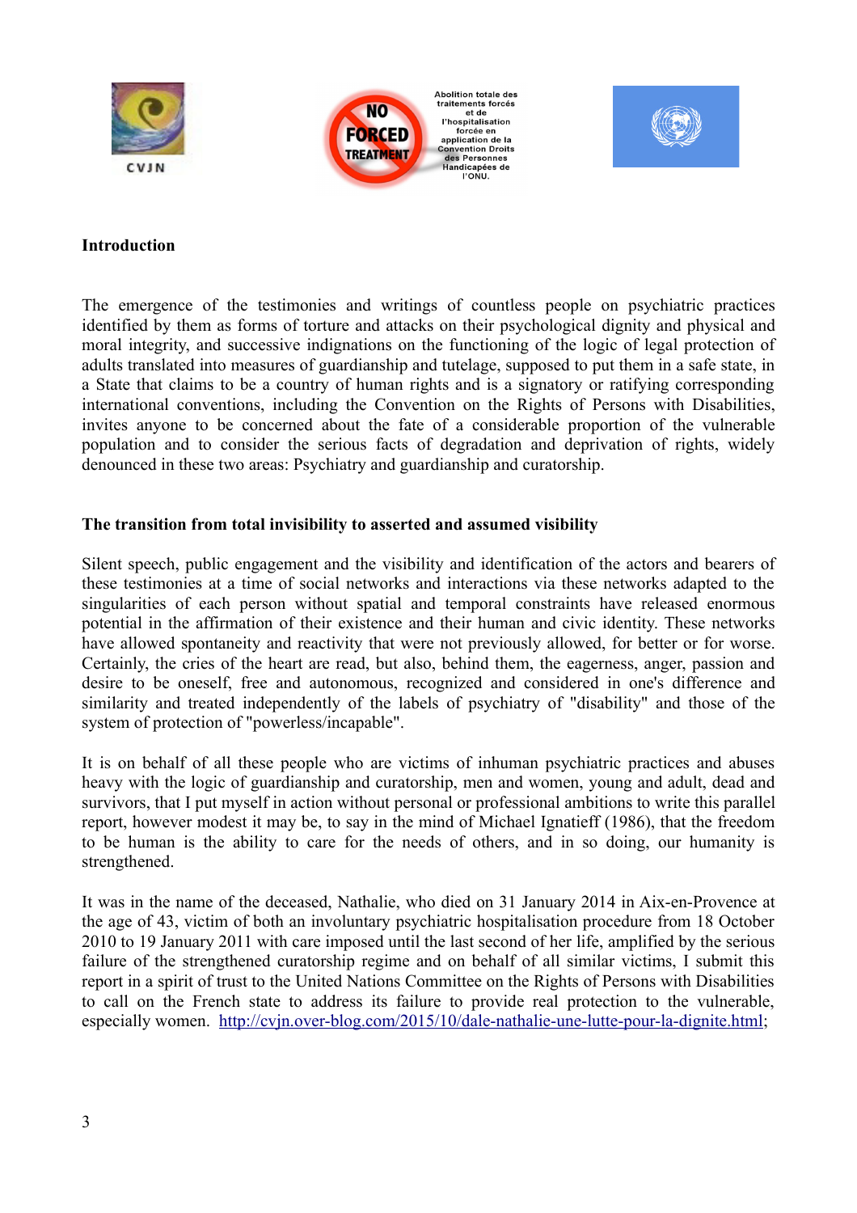**Introduction**

The emergence of the testimonies and writings of countless people on psychiatric practices identified by them as forms of torture and attacks on their psychological dignity and physical and moral integrity, and successive indignations on the functioning of the logic of legal protection of adults translated into measures of guardianship and tutelage, supposed to put them in a safe state, in a State that claims to be a country of human rights and is a signatory or ratifying corresponding international conventions, including the Convention on the Rights of Persons with Disabilities, invites anyone to be concerned about the fate of a considerable proportion of the vulnerable population and to consider the serious facts of degradation and deprivation of rights, widely denounced in these two areas: Psychiatry and guardianship and curatorship.

**The transition from total invisibility to asserted and assumed visibility**

Silent speech, public engagement and the visibility and identification of the actors and bearers of these testimonies at a time of social networks and interactions via these networks adapted to the singularities of each person without spatial and temporal constraints have released enormous potential in the affirmation of their existence and their human and civic identity. These networks have allowed spontaneity and reactivity that were not previously allowed, for better or for worse. Certainly, the cries of the heart are read, but also, behind them, the eagerness, anger, passion and desire to be oneself, free and autonomous, recognized and considered in one's difference and similarity and treated independently of the labels of psychiatry of "disability" and those of the system of protection of "powerless/incapable".

It is on behalf of all these people who are victims of inhuman psychiatric practices and abuses heavy with the logic of guardianship and curatorship, men and women, young and adult, dead and survivors, that I put myself in action without personal or professional ambitions to write this parallel report, however modest it may be, to say in the mind of Michael Ignatieff (1986), that the freedom to be human is the ability to care for the needs of others, and in so doing, our humanity is strengthened.

It was in the name of the deceased, Nathalie, who died on 31 January 2014 in Aix-en-Provence at the age of 43, victim of both an involuntary psychiatric hospitalisation procedure from 18 October 2010 to 19 January 2011 with care imposed until the last second of her life, amplified by the serious failure of the strengthened curatorship regime and on behalf of all similar victims, I submit this report in a spirit of trust to the United Nations Committee on the Rights of Persons with Disabilities to call on the French state to address its failure to provide real protection to the vulnerable, especially women. http://cvjn.over-blog.com/2015/10/dale-nathalie-une-lutte-pour-la-dignite.html;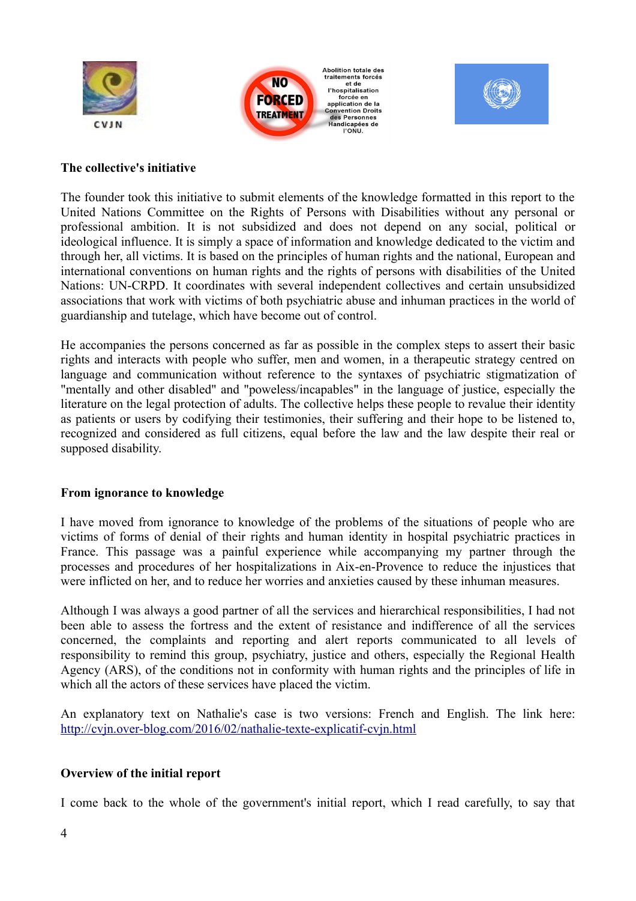CVJN

Abolition totale des traitements forcés et de l'hospitalisation forcée en application de la Convention Droits des Personnes Handicapées de l'ONU.

**The collective's initiative**

The founder took this initiative to submit elements of the knowledge formatted in this report to the United Nations Committee on the Rights of Persons with Disabilities without any personal or professional ambition. It is not subsidized and does not depend on any social, political or ideological influence. It is simply a space of information and knowledge dedicated to the victim and through her, all victims. It is based on the principles of human rights and the national, European and international conventions on human rights and the rights of persons with disabilities of the United Nations: UN-CRPD. It coordinates with several independent collectives and certain unsubsidized associations that work with victims of both psychiatric abuse and inhuman practices in the world of guardianship and tutelage, which have become out of control.

He accompanies the persons concerned as far as possible in the complex steps to assert their basic rights and interacts with people who suffer, men and women, in a therapeutic strategy centred on language and communication without reference to the syntaxes of psychiatric stigmatization of "mentally and other disabled" and "poweless/incapables" in the language of justice, especially the literature on the legal protection of adults. The collective helps these people to revalue their identity as patients or users by codifying their testimonies, their suffering and their hope to be listened to, recognized and considered as full citizens, equal before the law and the law despite their real or supposed disability.

**From ignorance to knowledge**

I have moved from ignorance to knowledge of the problems of the situations of people who are victims of forms of denial of their rights and human identity in hospital psychiatric practices in France. This passage was a painful experience while accompanying my partner through the processes and procedures of her hospitalizations in Aix-en-Provence to reduce the injustices that were inflicted on her, and to reduce her worries and anxieties caused by these inhuman measures.

Although I was always a good partner of all the services and hierarchical responsibilities, I had not been able to assess the fortress and the extent of resistance and indifference of all the services concerned, the complaints and reporting and alert reports communicated to all levels of responsibility to remind this group, psychiatry, justice and others, especially the Regional Health Agency (ARS), of the conditions not in conformity with human rights and the principles of life in which all the actors of these services have placed the victim.

An explanatory text on Nathalie's case is two versions: French and English. The link here: [http://cvjn.over-blog.com/2016/02/nathalie-texte-explicatif-cvjn.html](http://cvjn.over-blog.com/2016/02/nathalie-texte-explicatif-cvjn.html)

**Overview of the initial report**

I come back to the whole of the government's initial report, which I read carefully, to say that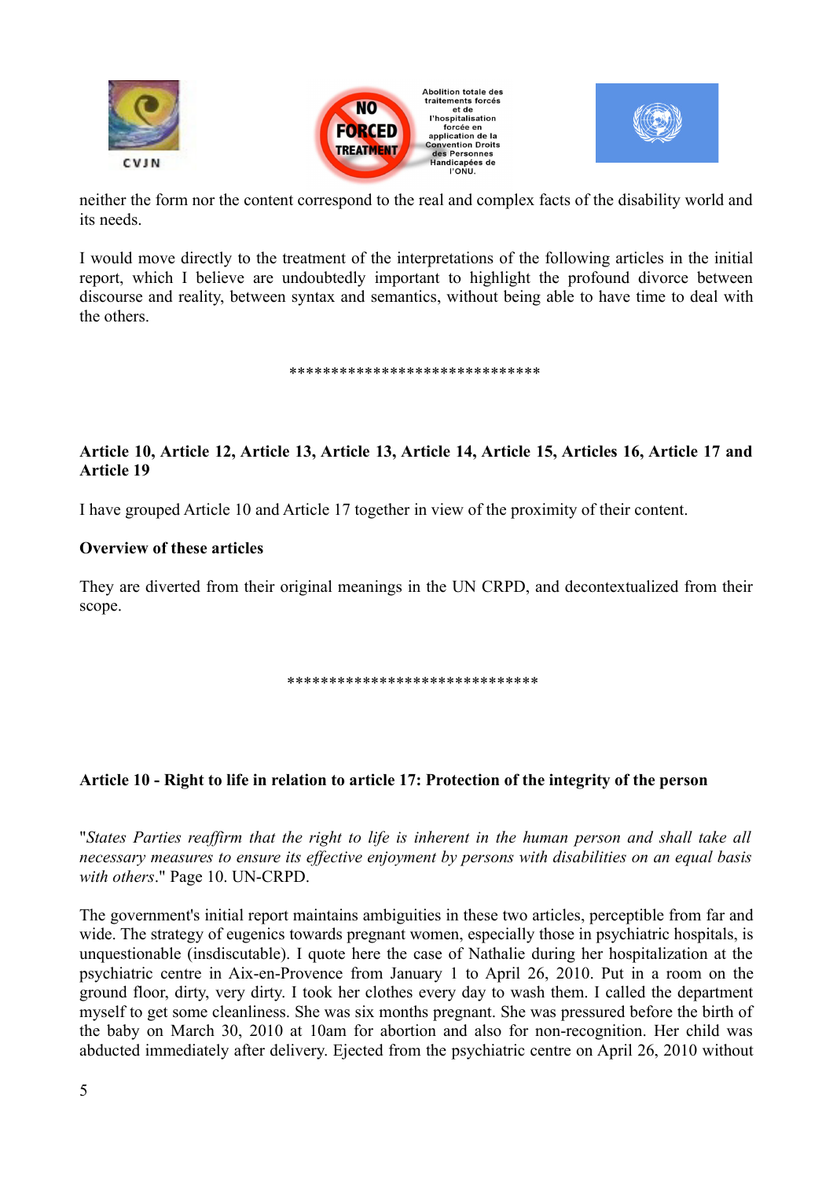neither the form nor the content correspond to the real and complex facts of the disability world and its needs.

I would move directly to the treatment of the interpretations of the following articles in the initial report, which I believe are undoubtedly important to highlight the profound divorce between discourse and reality, between syntax and semantics, without being able to have time to deal with the others.

*****************************

**Article 10, Article 12, Article 13, Article 13, Article 14, Article 15, Articles 16, Article 17 and Article 19**

I have grouped Article 10 and Article 17 together in view of the proximity of their content.

**Overview of these articles**

They are diverted from their original meanings in the UN CRPD, and decontextualized from their scope.

*****************************

**Article 10 - Right to life in relation to article 17: Protection of the integrity of the person**

"*States Parties reaffirm that the right to life is inherent in the human person and shall take all necessary measures to ensure its effective enjoyment by persons with disabilities on an equal basis with others*." Page 10. UN-CRPD.

The government's initial report maintains ambiguities in these two articles, perceptible from far and wide. The strategy of eugenics towards pregnant women, especially those in psychiatric hospitals, is unquestionable (insdiscutable). I quote here the case of Nathalie during her hospitalization at the psychiatric centre in Aix-en-Provence from January 1 to April 26, 2010. Put in a room on the ground floor, dirty, very dirty. I took her clothes every day to wash them. I called the department myself to get some cleanliness. She was six months pregnant. She was pressured before the birth of the baby on March 30, 2010 at 10am for abortion and also for non-recognition. Her child was abducted immediately after delivery. Ejected from the psychiatric centre on April 26, 2010 without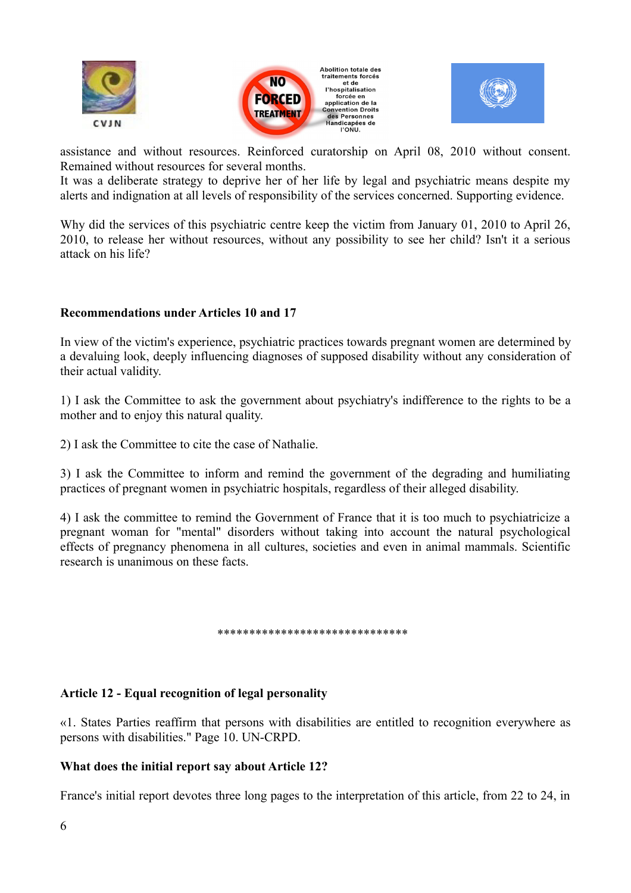assistance and without resources. Reinforced curatorship on April 08, 2010 without consent. Remained without resources for several months.

It was a deliberate strategy to deprive her of her life by legal and psychiatric means despite my alerts and indignation at all levels of responsibility of the services concerned. Supporting evidence.

Why did the services of this psychiatric centre keep the victim from January 01, 2010 to April 26, 2010, to release her without resources, without any possibility to see her child? Isn't it a serious attack on his life?

**Recommendations under Articles 10 and 17**

In view of the victim's experience, psychiatric practices towards pregnant women are determined by a devaluing look, deeply influencing diagnoses of supposed disability without any consideration of their actual validity.

1) I ask the Committee to ask the government about psychiatry's indifference to the rights to be a mother and to enjoy this natural quality.

2) I ask the Committee to cite the case of Nathalie.

3) I ask the Committee to inform and remind the government of the degrading and humiliating practices of pregnant women in psychiatric hospitals, regardless of their alleged disability.

4) I ask the committee to remind the Government of France that it is too much to psychiatricize a pregnant woman for "mental" disorders without taking into account the natural psychological effects of pregnancy phenomena in all cultures, societies and even in animal mammals. Scientific research is unanimous on these facts.

******************************

**Article 12 - Equal recognition of legal personality**

«1. States Parties reaffirm that persons with disabilities are entitled to recognition everywhere as persons with disabilities." Page 10. UN-CRPD.

**What does the initial report say about Article 12?**

France's initial report devotes three long pages to the interpretation of this article, from 22 to 24, in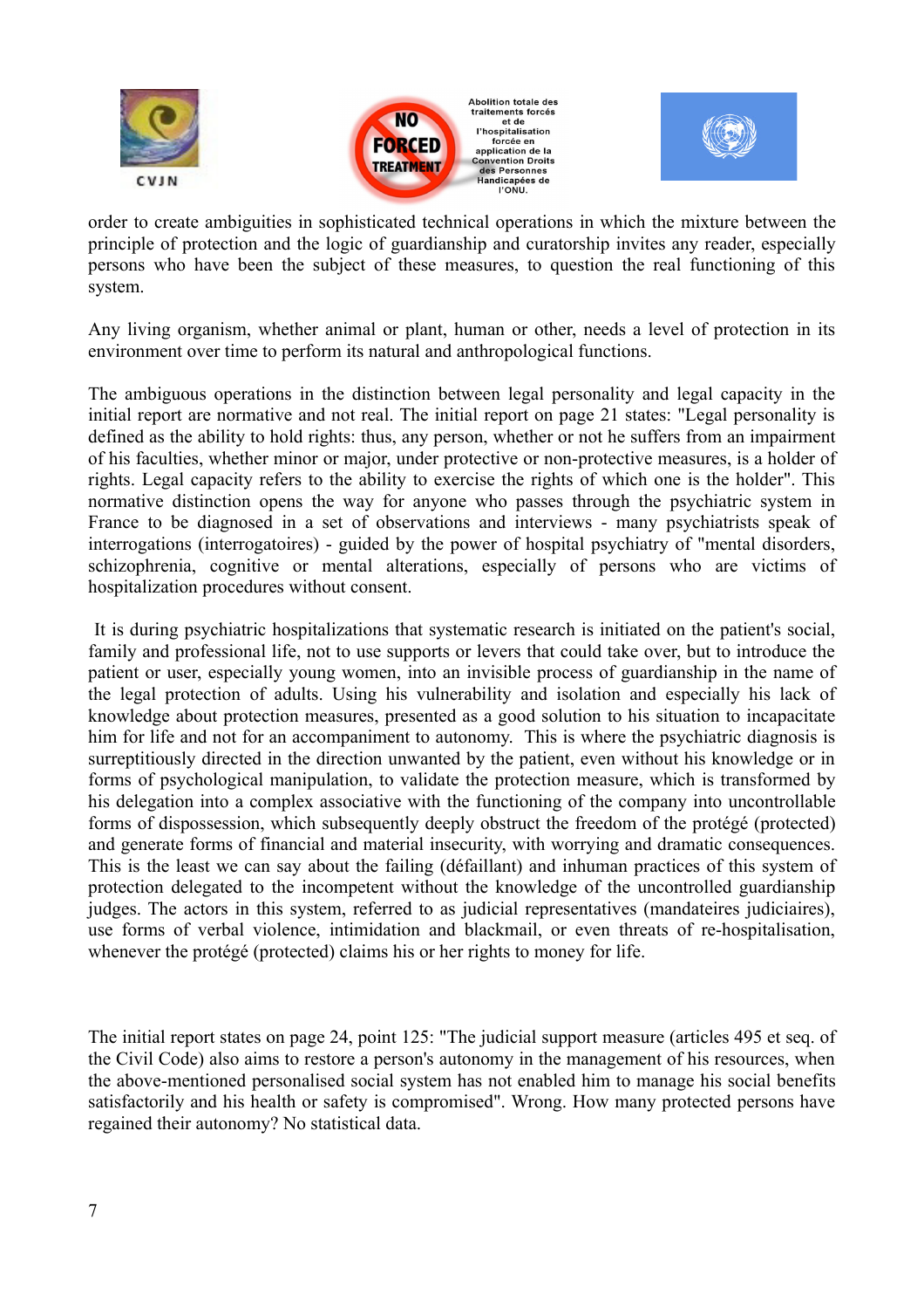order to create ambiguities in sophisticated technical operations in which the mixture between the principle of protection and the logic of guardianship and curatorship invites any reader, especially persons who have been the subject of these measures, to question the real functioning of this system.

Any living organism, whether animal or plant, human or other, needs a level of protection in its environment over time to perform its natural and anthropological functions.

The ambiguous operations in the distinction between legal personality and legal capacity in the initial report are normative and not real. The initial report on page 21 states: "Legal personality is defined as the ability to hold rights: thus, any person, whether or not he suffers from an impairment of his faculties, whether minor or major, under protective or non-protective measures, is a holder of rights. Legal capacity refers to the ability to exercise the rights of which one is the holder". This normative distinction opens the way for anyone who passes through the psychiatric system in France to be diagnosed in a set of observations and interviews - many psychiatrists speak of interrogations (interrogatoires) - guided by the power of hospital psychiatry of "mental disorders, schizophrenia, cognitive or mental alterations, especially of persons who are victims of hospitalization procedures without consent.

It is during psychiatric hospitalizations that systematic research is initiated on the patient's social, family and professional life, not to use supports or levers that could take over, but to introduce the patient or user, especially young women, into an invisible process of guardianship in the name of the legal protection of adults. Using his vulnerability and isolation and especially his lack of knowledge about protection measures, presented as a good solution to his situation to incapacitate him for life and not for an accompaniment to autonomy. This is where the psychiatric diagnosis is surreptitiously directed in the direction unwanted by the patient, even without his knowledge or in forms of psychological manipulation, to validate the protection measure, which is transformed by his delegation into a complex associative with the functioning of the company into uncontrollable forms of dispossession, which subsequently deeply obstruct the freedom of the protégé (protected) and generate forms of financial and material insecurity, with worrying and dramatic consequences. This is the least we can say about the failing (défaillant) and inhuman practices of this system of protection delegated to the incompetent without the knowledge of the uncontrolled guardianship judges. The actors in this system, referred to as judicial representatives (mandateires judiciaires), use forms of verbal violence, intimidation and blackmail, or even threats of re-hospitalisation, whenever the protégé (protected) claims his or her rights to money for life.

The initial report states on page 24, point 125: "The judicial support measure (articles 495 et seq. of the Civil Code) also aims to restore a person's autonomy in the management of his resources, when the above-mentioned personalised social system has not enabled him to manage his social benefits satisfactorily and his health or safety is compromised". Wrong. How many protected persons have regained their autonomy? No statistical data.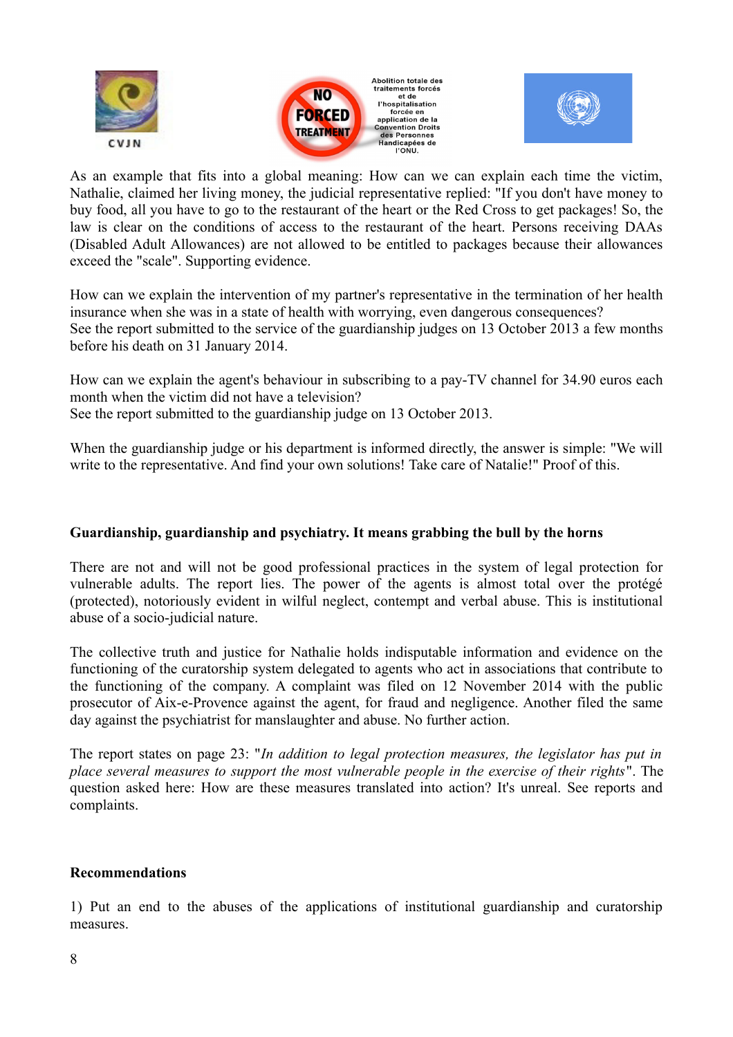As an example that fits into a global meaning: How can we can explain each time the victim, Nathalie, claimed her living money, the judicial representative replied: "If you don't have money to buy food, all you have to go to the restaurant of the heart or the Red Cross to get packages! So, the law is clear on the conditions of access to the restaurant of the heart. Persons receiving DAAs (Disabled Adult Allowances) are not allowed to be entitled to packages because their allowances exceed the "scale". Supporting evidence.

How can we explain the intervention of my partner's representative in the termination of her health insurance when she was in a state of health with worrying, even dangerous consequences?
See the report submitted to the service of the guardianship judges on 13 October 2013 a few months before his death on 31 January 2014.

How can we explain the agent's behaviour in subscribing to a pay-TV channel for 34.90 euros each month when the victim did not have a television?
See the report submitted to the guardianship judge on 13 October 2013.

When the guardianship judge or his department is informed directly, the answer is simple: "We will write to the representative. And find your own solutions! Take care of Natalie!" Proof of this.

**Guardianship, guardianship and psychiatry. It means grabbing the bull by the horns**

There are not and will not be good professional practices in the system of legal protection for vulnerable adults. The report lies. The power of the agents is almost total over the protégé (protected), notoriously evident in wilful neglect, contempt and verbal abuse. This is institutional abuse of a socio-judicial nature.

The collective truth and justice for Nathalie holds indisputable information and evidence on the functioning of the curatorship system delegated to agents who act in associations that contribute to the functioning of the company. A complaint was filed on 12 November 2014 with the public prosecutor of Aix-e-Provence against the agent, for fraud and negligence. Another filed the same day against the psychiatrist for manslaughter and abuse. No further action.

The report states on page 23: "*In addition to legal protection measures, the legislator has put in place several measures to support the most vulnerable people in the exercise of their rights*". The question asked here: How are these measures translated into action? It's unreal. See reports and complaints.

**Recommendations**

1) Put an end to the abuses of the applications of institutional guardianship and curatorship measures.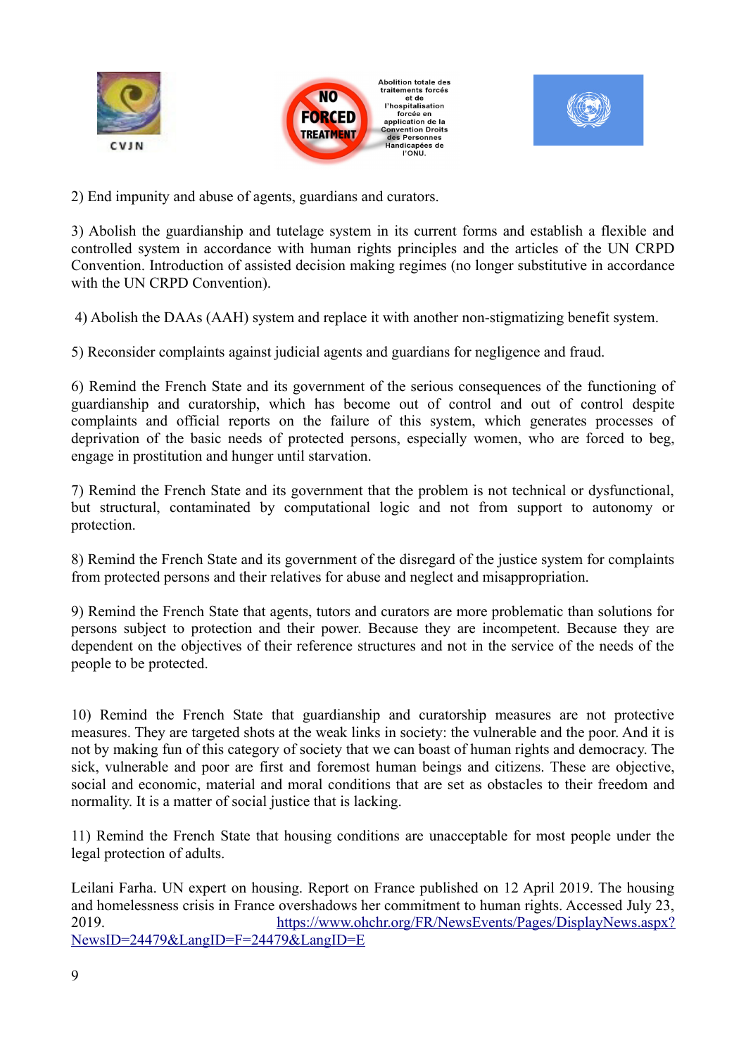2) End impunity and abuse of agents, guardians and curators.

3) Abolish the guardianship and tutelage system in its current forms and establish a flexible and controlled system in accordance with human rights principles and the articles of the UN CRPD Convention. Introduction of assisted decision making regimes (no longer substitutive in accordance with the UN CRPD Convention).

4) Abolish the DAAs (AAH) system and replace it with another non-stigmatizing benefit system.

5) Reconsider complaints against judicial agents and guardians for negligence and fraud.

6) Remind the French State and its government of the serious consequences of the functioning of guardianship and curatorship, which has become out of control and out of control despite complaints and official reports on the failure of this system, which generates processes of deprivation of the basic needs of protected persons, especially women, who are forced to beg, engage in prostitution and hunger until starvation.

7) Remind the French State and its government that the problem is not technical or dysfunctional, but structural, contaminated by computational logic and not from support to autonomy or protection.

8) Remind the French State and its government of the disregard of the justice system for complaints from protected persons and their relatives for abuse and neglect and misappropriation.

9) Remind the French State that agents, tutors and curators are more problematic than solutions for persons subject to protection and their power. Because they are incompetent. Because they are dependent on the objectives of their reference structures and not in the service of the needs of the people to be protected.

10) Remind the French State that guardianship and curatorship measures are not protective measures. They are targeted shots at the weak links in society: the vulnerable and the poor. And it is not by making fun of this category of society that we can boast of human rights and democracy. The sick, vulnerable and poor are first and foremost human beings and citizens. These are objective, social and economic, material and moral conditions that are set as obstacles to their freedom and normality. It is a matter of social justice that is lacking.

11) Remind the French State that housing conditions are unacceptable for most people under the legal protection of adults.

Leilani Farha. UN expert on housing. Report on France published on 12 April 2019. The housing and homelessness crisis in France overshadows her commitment to human rights. Accessed July 23, 2019. https://www.ohchr.org/FR/NewsEvents/Pages/DisplayNews.aspx?NewsID=24479&LangID=F=24479&LangID=E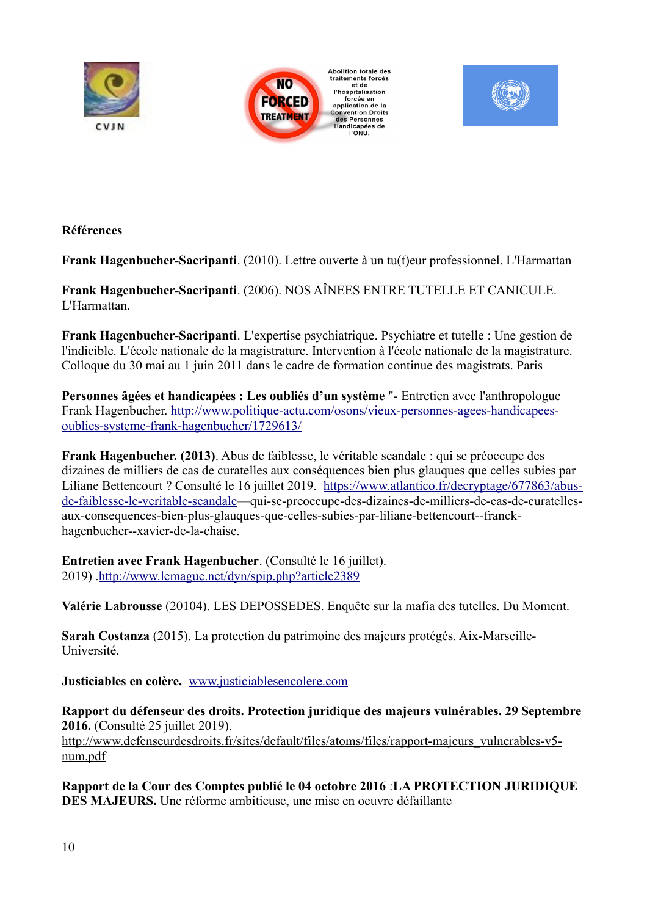**Références**

**Frank Hagenbucher-Sacripanti**. (2010). Lettre ouverte à un tu(t)eur professionnel. L'Harmattan

**Frank Hagenbucher-Sacripanti**. (2006). NOS AÎNEES ENTRE TUTELLE ET CANICULE. L'Harmattan.

**Frank Hagenbucher-Sacripanti**. L'expertise psychiatrique. Psychiatre et tutelle : Une gestion de l'indicible. L'école nationale de la magistrature. Intervention à l'école nationale de la magistrature. Colloque du 30 mai au 1 juin 2011 dans le cadre de formation continue des magistrats. Paris

**Personnes âgées et handicapées : Les oubliés d'un système** "- Entretien avec l'anthropologue Frank Hagenbucher. http://www.politique-actu.com/osons/vieux-personnes-agees-handicapees-oublies-systeme-frank-hagenbucher/1729613/

**Frank Hagenbucher. (2013)**. Abus de faiblesse, le véritable scandale : qui se préoccupe des dizaines de milliers de cas de curatelles aux conséquences bien plus glauques que celles subies par Liliane Bettencourt ? Consulté le 16 juillet 2019. https://www.atlantico.fr/decryptage/677863/abus-de-faiblesse-le-veritable-scandale—qui-se-preoccupe-des-dizaines-de-milliers-de-cas-de-curatelles-aux-consequences-bien-plus-glauques-que-celles-subies-par-liliane-bettencourt--franck-hagenbucher--xavier-de-la-chaise.

**Entretien avec Frank Hagenbucher**. (Consulté le 16 juillet). 2019) .http://www.lemague.net/dyn/spip.php?article2389

**Valérie Labrousse** (20104). LES DEPOSSEDES. Enquête sur la mafia des tutelles. Du Moment.

**Sarah Costanza** (2015). La protection du patrimoine des majeurs protégés. Aix-Marseille-Université.

**Justiciables en colère.** www.justiciablesencolere.com

**Rapport du défenseur des droits. Protection juridique des majeurs vulnérables. 29 Septembre 2016.** (Consulté 25 juillet 2019). http://www.defenseurdesdroits.fr/sites/default/files/atoms/files/rapport-majeurs_vulnerables-v5-num.pdf

**Rapport de la Cour des Comptes publié le 04 octobre 2016** :**LA PROTECTION JURIDIQUE DES MAJEURS.** Une réforme ambitieuse, une mise en oeuvre défaillante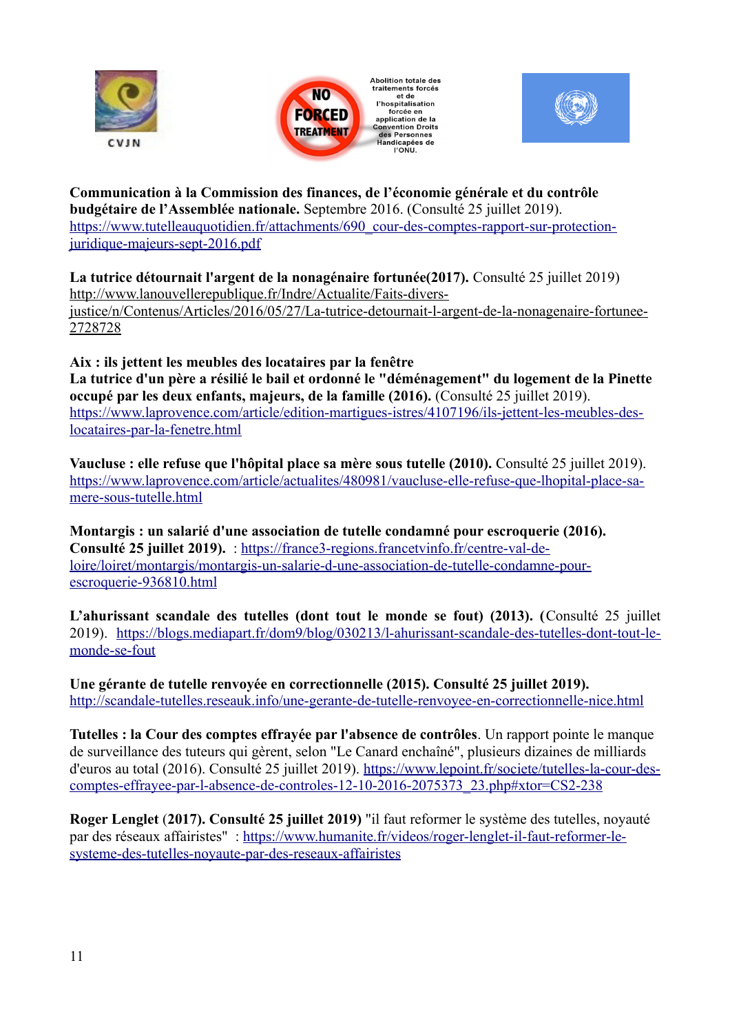**Communication à la Commission des finances, de l'économie générale et du contrôle budgétaire de l'Assemblée nationale.** Septembre 2016. (Consulté 25 juillet 2019). https://www.tutelleauquotidien.fr/attachments/690_cour-des-comptes-rapport-sur-protection-juridique-majeurs-sept-2016.pdf

**La tutrice détournait l'argent de la nonagénaire fortunée(2017).** Consulté 25 juillet 2019) http://www.lanouvellerepublique.fr/Indre/Actualite/Faits-divers-justice/n/Contenus/Articles/2016/05/27/La-tutrice-detournait-l-argent-de-la-nonagenaire-fortunee-2728728

**Aix : ils jettent les meubles des locataires par la fenêtre**
**La tutrice d'un père a résilié le bail et ordonné le "déménagement" du logement de la Pinette occupé par les deux enfants, majeurs, de la famille (2016).** (Consulté 25 juillet 2019). https://www.laprovence.com/article/edition-martigues-istres/4107196/ils-jettent-les-meubles-des-locataires-par-la-fenetre.html

**Vaucluse : elle refuse que l'hôpital place sa mère sous tutelle (2010).** Consulté 25 juillet 2019). https://www.laprovence.com/article/actualites/480981/vaucluse-elle-refuse-que-lhopital-place-sa-mere-sous-tutelle.html

**Montargis : un salarié d'une association de tutelle condamné pour escroquerie (2016). Consulté 25 juillet 2019).** : https://france3-regions.francetvinfo.fr/centre-val-de-loire/loiret/montargis/montargis-un-salarie-d-une-association-de-tutelle-condamne-pour-escroquerie-936810.html

**L'ahurissant scandale des tutelles (dont tout le monde se fout) (2013). (**Consulté 25 juillet 2019). https://blogs.mediapart.fr/dom9/blog/030213/l-ahurissant-scandale-des-tutelles-dont-tout-le-monde-se-fout

**Une gérante de tutelle renvoyée en correctionnelle (2015). Consulté 25 juillet 2019).** http://scandale-tutelles.reseauk.info/une-gerante-de-tutelle-renvoyee-en-correctionnelle-nice.html

**Tutelles : la Cour des comptes effrayée par l'absence de contrôles**. Un rapport pointe le manque de surveillance des tuteurs qui gèrent, selon "Le Canard enchaîné", plusieurs dizaines de milliards d'euros au total (2016). Consulté 25 juillet 2019). https://www.lepoint.fr/societe/tutelles-la-cour-des-comptes-effrayee-par-l-absence-de-controles-12-10-2016-2075373_23.php#xtor=CS2-238

**Roger Lenglet** (**2017). Consulté 25 juillet 2019)** "il faut reformer le système des tutelles, noyauté par des réseaux affairistes" : https://www.humanite.fr/videos/roger-lenglet-il-faut-reformer-le-systeme-des-tutelles-noyaute-par-des-reseaux-affairistes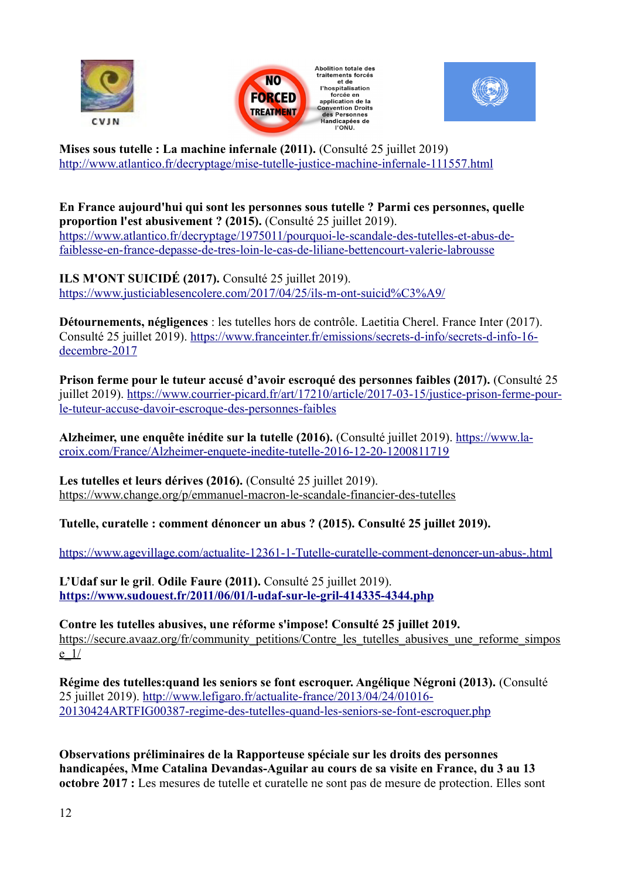**Mises sous tutelle : La machine infernale (2011).** (Consulté 25 juillet 2019) http://www.atlantico.fr/decryptage/mise-tutelle-justice-machine-infernale-111557.html

**En France aujourd'hui qui sont les personnes sous tutelle ? Parmi ces personnes, quelle proportion l'est abusivement ? (2015).** (Consulté 25 juillet 2019). https://www.atlantico.fr/decryptage/1975011/pourquoi-le-scandale-des-tutelles-et-abus-de-faiblesse-en-france-depasse-de-tres-loin-le-cas-de-liliane-bettencourt-valerie-labrousse

**ILS M'ONT SUICIDÉ (2017).** Consulté 25 juillet 2019). https://www.justiciablesencolere.com/2017/04/25/ils-m-ont-suicid%C3%A9/

**Détournements, négligences** : les tutelles hors de contrôle. Laetitia Cherel. France Inter (2017). Consulté 25 juillet 2019). https://www.franceinter.fr/emissions/secrets-d-info/secrets-d-info-16-decembre-2017

**Prison ferme pour le tuteur accusé d'avoir escroqué des personnes faibles (2017).** (Consulté 25 juillet 2019). https://www.courrier-picard.fr/art/17210/article/2017-03-15/justice-prison-ferme-pour-le-tuteur-accuse-davoir-escroque-des-personnes-faibles

**Alzheimer, une enquête inédite sur la tutelle (2016).** (Consulté juillet 2019). https://www.la-croix.com/France/Alzheimer-enquete-inedite-tutelle-2016-12-20-1200811719

**Les tutelles et leurs dérives (2016).** (Consulté 25 juillet 2019). https://www.change.org/p/emmanuel-macron-le-scandale-financier-des-tutelles

**Tutelle, curatelle : comment dénoncer un abus ? (2015). Consulté 25 juillet 2019).**

https://www.agevillage.com/actualite-12361-1-Tutelle-curatelle-comment-denoncer-un-abus-.html

**L'Udaf sur le gril**. **Odile Faure (2011).** Consulté 25 juillet 2019). **https://www.sudouest.fr/2011/06/01/l-udaf-sur-le-gril-414335-4344.php**

**Contre les tutelles abusives, une réforme s'impose! Consulté 25 juillet 2019.** https://secure.avaaz.org/fr/community_petitions/Contre_les_tutelles_abusives_une_reforme_simpose_1/

**Régime des tutelles:quand les seniors se font escroquer. Angélique Négroni (2013).** (Consulté 25 juillet 2019). http://www.lefigaro.fr/actualite-france/2013/04/24/01016-20130424ARTFIG00387-regime-des-tutelles-quand-les-seniors-se-font-escroquer.php

**Observations préliminaires de la Rapporteuse spéciale sur les droits des personnes handicapées, Mme Catalina Devandas-Aguilar au cours de sa visite en France, du 3 au 13 octobre 2017 :** Les mesures de tutelle et curatelle ne sont pas de mesure de protection. Elles sont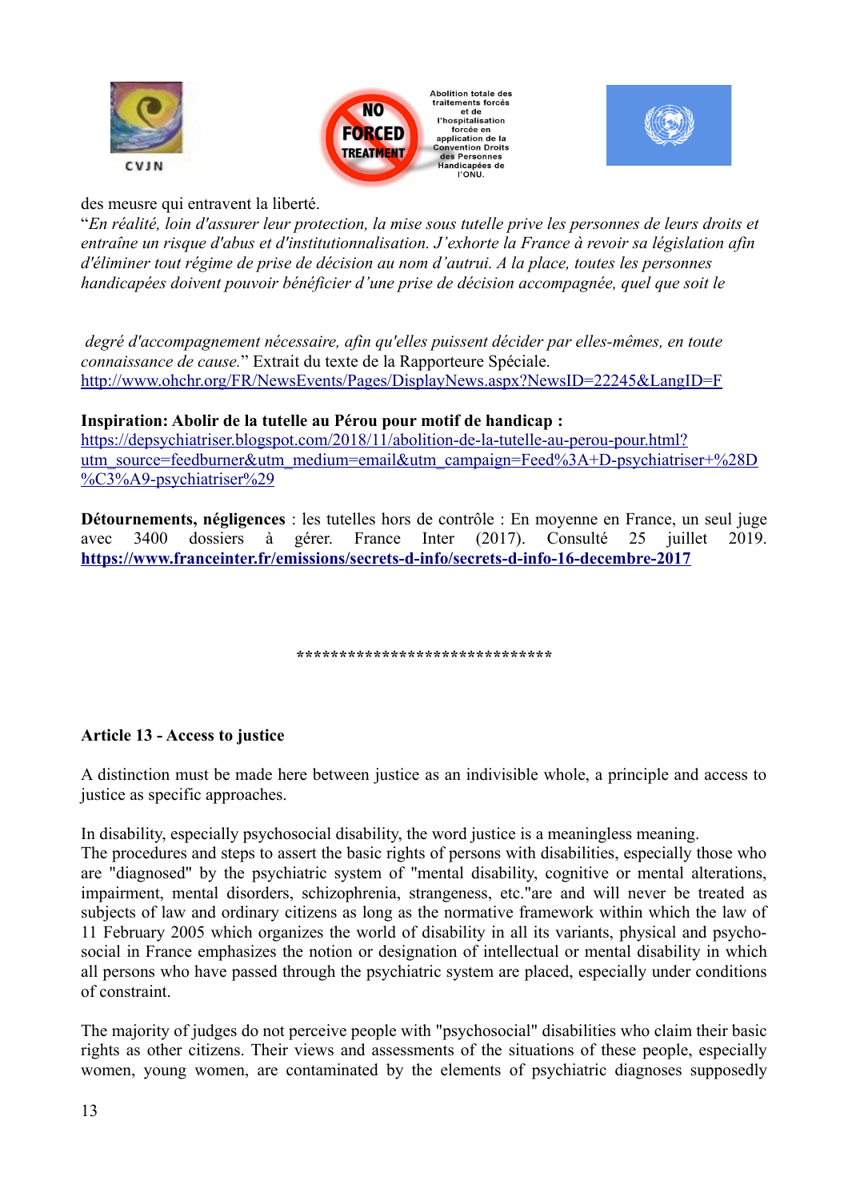des meusre qui entravent la liberté.

"*En réalité, loin d'assurer leur protection, la mise sous tutelle prive les personnes de leurs droits et entraîne un risque d'abus et d'institutionnalisation. J'exhorte la France à revoir sa législation afin d'éliminer tout régime de prise de décision au nom d'autrui. A la place, toutes les personnes handicapées doivent pouvoir bénéficier d'une prise de décision accompagnée, quel que soit le*

*degré d'accompagnement nécessaire, afin qu'elles puissent décider par elles-mêmes, en toute connaissance de cause.*" Extrait du texte de la Rapporteure Spéciale.
http://www.ohchr.org/FR/NewsEvents/Pages/DisplayNews.aspx?NewsID=22245&LangID=F

**Inspiration: Abolir de la tutelle au Pérou pour motif de handicap :**
https://depsychiatriser.blogspot.com/2018/11/abolition-de-la-tutelle-au-perou-pour.html?utm_source=feedburner&utm_medium=email&utm_campaign=Feed%3A+D-psychiatriser+%28D%C3%A9-psychiatriser%29

**Détournements, négligences** : les tutelles hors de contrôle : En moyenne en France, un seul juge avec 3400 dossiers à gérer. France Inter (2017). Consulté 25 juillet 2019. **https://www.franceinter.fr/emissions/secrets-d-info/secrets-d-info-16-decembre-2017**

******************************

**Article 13 - Access to justice**

A distinction must be made here between justice as an indivisible whole, a principle and access to justice as specific approaches.

In disability, especially psychosocial disability, the word justice is a meaningless meaning.
The procedures and steps to assert the basic rights of persons with disabilities, especially those who are "diagnosed" by the psychiatric system of "mental disability, cognitive or mental alterations, impairment, mental disorders, schizophrenia, strangeness, etc."are and will never be treated as subjects of law and ordinary citizens as long as the normative framework within which the law of 11 February 2005 which organizes the world of disability in all its variants, physical and psycho-social in France emphasizes the notion or designation of intellectual or mental disability in which all persons who have passed through the psychiatric system are placed, especially under conditions of constraint.

The majority of judges do not perceive people with "psychosocial" disabilities who claim their basic rights as other citizens. Their views and assessments of the situations of these people, especially women, young women, are contaminated by the elements of psychiatric diagnoses supposedly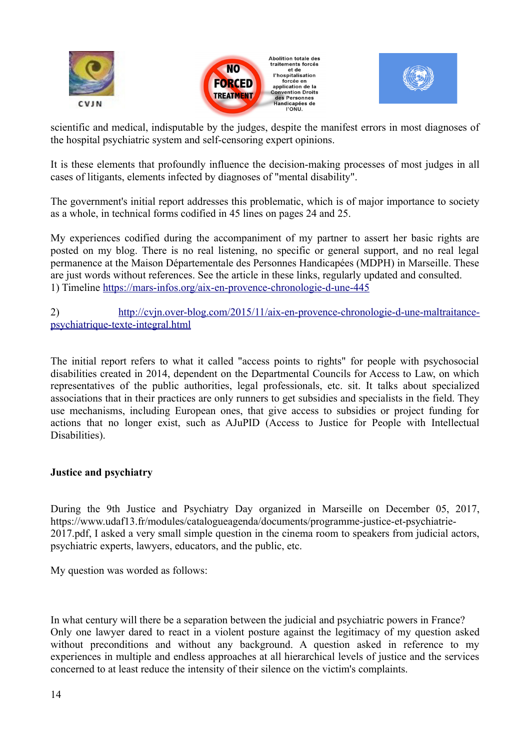scientific and medical, indisputable by the judges, despite the manifest errors in most diagnoses of the hospital psychiatric system and self-censoring expert opinions.

It is these elements that profoundly influence the decision-making processes of most judges in all cases of litigants, elements infected by diagnoses of "mental disability".

The government's initial report addresses this problematic, which is of major importance to society as a whole, in technical forms codified in 45 lines on pages 24 and 25.

My experiences codified during the accompaniment of my partner to assert her basic rights are posted on my blog. There is no real listening, no specific or general support, and no real legal permanence at the Maison Départementale des Personnes Handicapées (MDPH) in Marseille. These are just words without references. See the article in these links, regularly updated and consulted.
1) Timeline https://mars-infos.org/aix-en-provence-chronologie-d-une-445

2) http://cvjn.over-blog.com/2015/11/aix-en-provence-chronologie-d-une-maltraitance-psychiatrique-texte-integral.html

The initial report refers to what it called "access points to rights" for people with psychosocial disabilities created in 2014, dependent on the Departmental Councils for Access to Law, on which representatives of the public authorities, legal professionals, etc. sit. It talks about specialized associations that in their practices are only runners to get subsidies and specialists in the field. They use mechanisms, including European ones, that give access to subsidies or project funding for actions that no longer exist, such as AJuPID (Access to Justice for People with Intellectual Disabilities).

**Justice and psychiatry**

During the 9th Justice and Psychiatry Day organized in Marseille on December 05, 2017, https://www.udaf13.fr/modules/catalogueagenda/documents/programme-justice-et-psychiatrie-2017.pdf, I asked a very small simple question in the cinema room to speakers from judicial actors, psychiatric experts, lawyers, educators, and the public, etc.

My question was worded as follows:

In what century will there be a separation between the judicial and psychiatric powers in France?
Only one lawyer dared to react in a violent posture against the legitimacy of my question asked without preconditions and without any background. A question asked in reference to my experiences in multiple and endless approaches at all hierarchical levels of justice and the services concerned to at least reduce the intensity of their silence on the victim's complaints.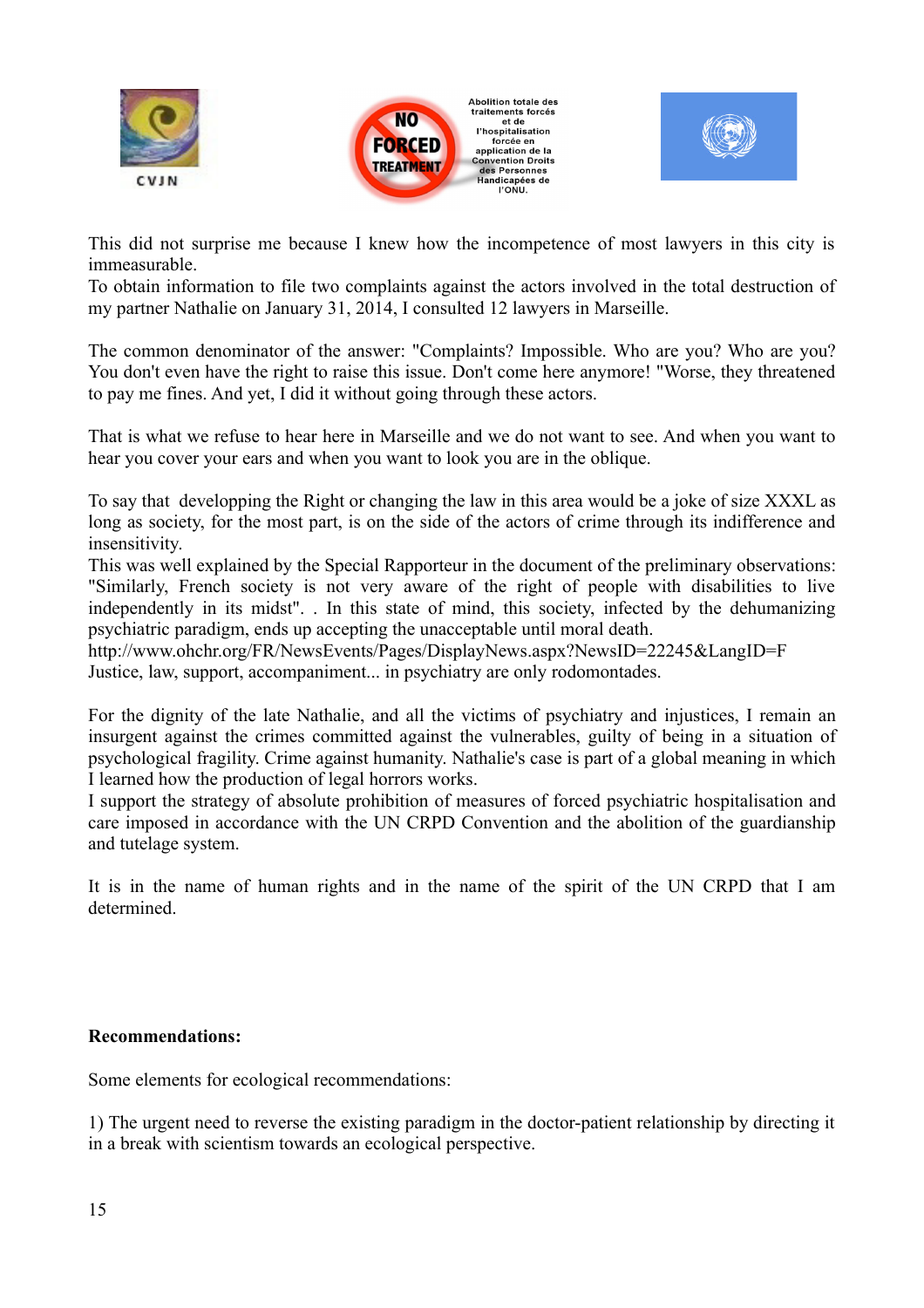This did not surprise me because I knew how the incompetence of most lawyers in this city is immeasurable.
To obtain information to file two complaints against the actors involved in the total destruction of my partner Nathalie on January 31, 2014, I consulted 12 lawyers in Marseille.

The common denominator of the answer: "Complaints? Impossible. Who are you? Who are you? You don't even have the right to raise this issue. Don't come here anymore! "Worse, they threatened to pay me fines. And yet, I did it without going through these actors.

That is what we refuse to hear here in Marseille and we do not want to see. And when you want to hear you cover your ears and when you want to look you are in the oblique.

To say that developping the Right or changing the law in this area would be a joke of size XXXL as long as society, for the most part, is on the side of the actors of crime through its indifference and insensitivity.
This was well explained by the Special Rapporteur in the document of the preliminary observations: "Similarly, French society is not very aware of the right of people with disabilities to live independently in its midst". . In this state of mind, this society, infected by the dehumanizing psychiatric paradigm, ends up accepting the unacceptable until moral death.
http://www.ohchr.org/FR/NewsEvents/Pages/DisplayNews.aspx?NewsID=22245&LangID=F
Justice, law, support, accompaniment... in psychiatry are only rodomontades.

For the dignity of the late Nathalie, and all the victims of psychiatry and injustices, I remain an insurgent against the crimes committed against the vulnerables, guilty of being in a situation of psychological fragility. Crime against humanity. Nathalie's case is part of a global meaning in which I learned how the production of legal horrors works.
I support the strategy of absolute prohibition of measures of forced psychiatric hospitalisation and care imposed in accordance with the UN CRPD Convention and the abolition of the guardianship and tutelage system.

It is in the name of human rights and in the name of the spirit of the UN CRPD that I am determined.

**Recommendations:**

Some elements for ecological recommendations:

1) The urgent need to reverse the existing paradigm in the doctor-patient relationship by directing it in a break with scientism towards an ecological perspective.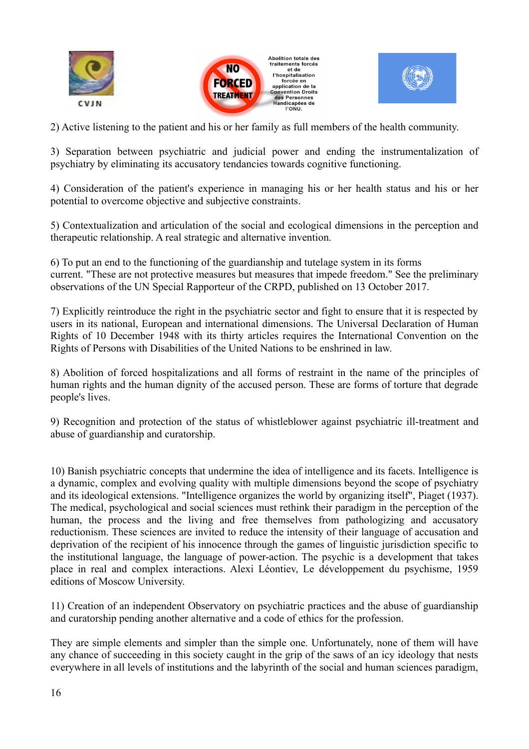2) Active listening to the patient and his or her family as full members of the health community.

3) Separation between psychiatric and judicial power and ending the instrumentalization of psychiatry by eliminating its accusatory tendancies towards cognitive functioning.

4) Consideration of the patient's experience in managing his or her health status and his or her potential to overcome objective and subjective constraints.

5) Contextualization and articulation of the social and ecological dimensions in the perception and therapeutic relationship. A real strategic and alternative invention.

6) To put an end to the functioning of the guardianship and tutelage system in its forms current. "These are not protective measures but measures that impede freedom." See the preliminary observations of the UN Special Rapporteur of the CRPD, published on 13 October 2017.

7) Explicitly reintroduce the right in the psychiatric sector and fight to ensure that it is respected by users in its national, European and international dimensions. The Universal Declaration of Human Rights of 10 December 1948 with its thirty articles requires the International Convention on the Rights of Persons with Disabilities of the United Nations to be enshrined in law.

8) Abolition of forced hospitalizations and all forms of restraint in the name of the principles of human rights and the human dignity of the accused person. These are forms of torture that degrade people's lives.

9) Recognition and protection of the status of whistleblower against psychiatric ill-treatment and abuse of guardianship and curatorship.

10) Banish psychiatric concepts that undermine the idea of intelligence and its facets. Intelligence is a dynamic, complex and evolving quality with multiple dimensions beyond the scope of psychiatry and its ideological extensions. "Intelligence organizes the world by organizing itself", Piaget (1937). The medical, psychological and social sciences must rethink their paradigm in the perception of the human, the process and the living and free themselves from pathologizing and accusatory reductionism. These sciences are invited to reduce the intensity of their language of accusation and deprivation of the recipient of his innocence through the games of linguistic jurisdiction specific to the institutional language, the language of power-action. The psychic is a development that takes place in real and complex interactions. Alexi Léontiev, Le développement du psychisme, 1959 editions of Moscow University.

11) Creation of an independent Observatory on psychiatric practices and the abuse of guardianship and curatorship pending another alternative and a code of ethics for the profession.

They are simple elements and simpler than the simple one. Unfortunately, none of them will have any chance of succeeding in this society caught in the grip of the saws of an icy ideology that nests everywhere in all levels of institutions and the labyrinth of the social and human sciences paradigm,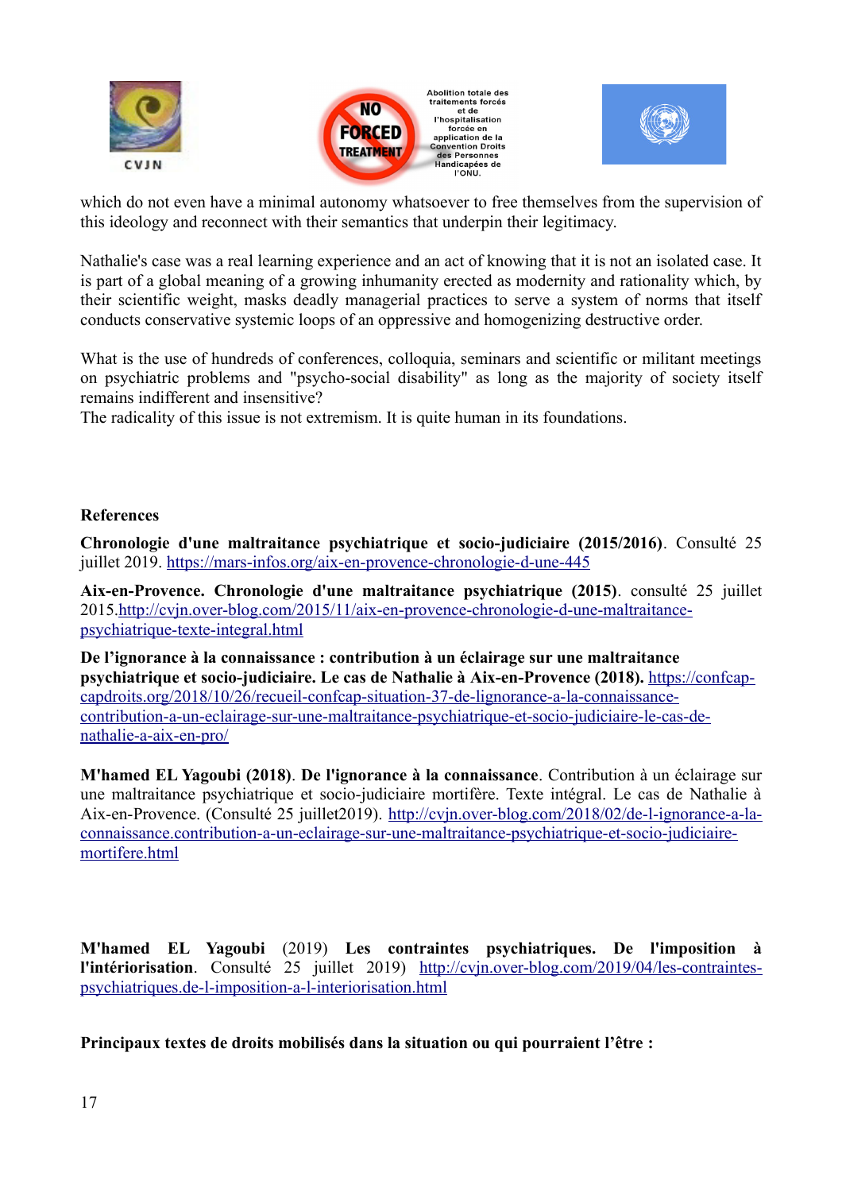which do not even have a minimal autonomy whatsoever to free themselves from the supervision of this ideology and reconnect with their semantics that underpin their legitimacy.

Nathalie's case was a real learning experience and an act of knowing that it is not an isolated case. It is part of a global meaning of a growing inhumanity erected as modernity and rationality which, by their scientific weight, masks deadly managerial practices to serve a system of norms that itself conducts conservative systemic loops of an oppressive and homogenizing destructive order.

What is the use of hundreds of conferences, colloquia, seminars and scientific or militant meetings on psychiatric problems and "psycho-social disability" as long as the majority of society itself remains indifferent and insensitive?
The radicality of this issue is not extremism. It is quite human in its foundations.

**References**

**Chronologie d'une maltraitance psychiatrique et socio-judiciaire (2015/2016)**. Consulté 25 juillet 2019. https://mars-infos.org/aix-en-provence-chronologie-d-une-445

**Aix-en-Provence. Chronologie d'une maltraitance psychiatrique (2015)**. consulté 25 juillet 2015.http://cvjn.over-blog.com/2015/11/aix-en-provence-chronologie-d-une-maltraitance-psychiatrique-texte-integral.html

**De l'ignorance à la connaissance : contribution à un éclairage sur une maltraitance psychiatrique et socio-judiciaire. Le cas de Nathalie à Aix-en-Provence (2018).** https://confcap-capdroits.org/2018/10/26/recueil-confcap-situation-37-de-lignorance-a-la-connaissance-contribution-a-un-eclairage-sur-une-maltraitance-psychiatrique-et-socio-judiciaire-le-cas-de-nathalie-a-aix-en-pro/

**M'hamed EL Yagoubi (2018)**. **De l'ignorance à la connaissance**. Contribution à un éclairage sur une maltraitance psychiatrique et socio-judiciaire mortifère. Texte intégral. Le cas de Nathalie à Aix-en-Provence. (Consulté 25 juillet2019). http://cvjn.over-blog.com/2018/02/de-l-ignorance-a-la-connaissance.contribution-a-un-eclairage-sur-une-maltraitance-psychiatrique-et-socio-judiciaire-mortifere.html

**M'hamed EL Yagoubi** (2019) **Les contraintes psychiatriques. De l'imposition à l'intériorisation**. Consulté 25 juillet 2019) http://cvjn.over-blog.com/2019/04/les-contraintes-psychiatriques.de-l-imposition-a-l-interiorisation.html

**Principaux textes de droits mobilisés dans la situation ou qui pourraient l'être :**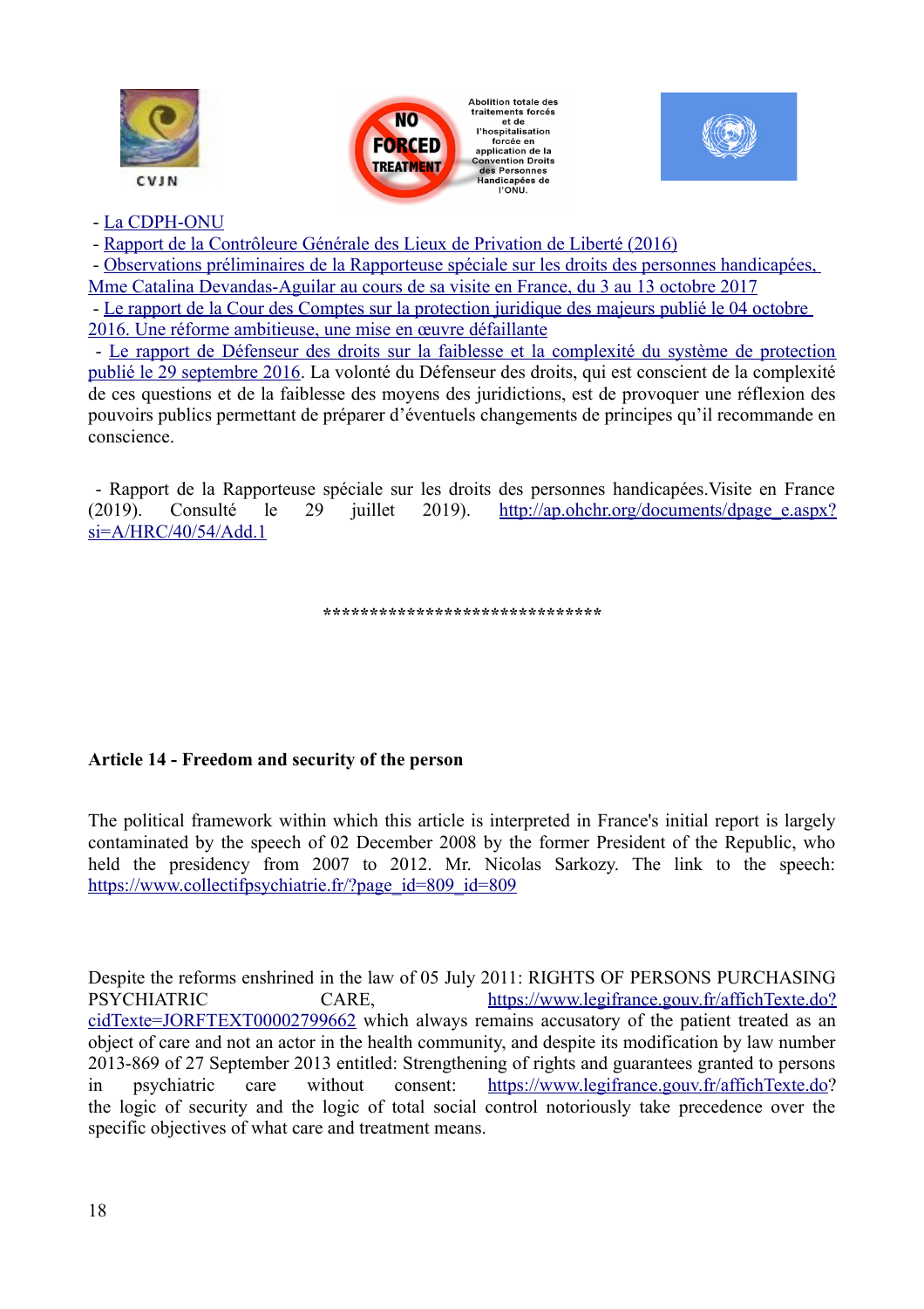- La CDPH-ONU
- Rapport de la Contrôleure Générale des Lieux de Privation de Liberté (2016)
- Observations préliminaires de la Rapporteuse spéciale sur les droits des personnes handicapées, Mme Catalina Devandas-Aguilar au cours de sa visite en France, du 3 au 13 octobre 2017
- Le rapport de la Cour des Comptes sur la protection juridique des majeurs publié le 04 octobre 2016. Une réforme ambitieuse, une mise en œuvre défaillante
- Le rapport de Défenseur des droits sur la faiblesse et la complexité du système de protection publié le 29 septembre 2016. La volonté du Défenseur des droits, qui est conscient de la complexité de ces questions et de la faiblesse des moyens des juridictions, est de provoquer une réflexion des pouvoirs publics permettant de préparer d'éventuels changements de principes qu'il recommande en conscience.

- Rapport de la Rapporteuse spéciale sur les droits des personnes handicapées.Visite en France (2019). Consulté le 29 juillet 2019). http://ap.ohchr.org/documents/dpage_e.aspx?si=A/HRC/40/54/Add.1

******************************

**Article 14 - Freedom and security of the person**

The political framework within which this article is interpreted in France's initial report is largely contaminated by the speech of 02 December 2008 by the former President of the Republic, who held the presidency from 2007 to 2012. Mr. Nicolas Sarkozy. The link to the speech: https://www.collectifpsychiatrie.fr/?page_id=809_id=809

Despite the reforms enshrined in the law of 05 July 2011: RIGHTS OF PERSONS PURCHASING PSYCHIATRIC CARE, https://www.legifrance.gouv.fr/affichTexte.do?cidTexte=JORFTEXT00002799662 which always remains accusatory of the patient treated as an object of care and not an actor in the health community, and despite its modification by law number 2013-869 of 27 September 2013 entitled: Strengthening of rights and guarantees granted to persons in psychiatric care without consent: https://www.legifrance.gouv.fr/affichTexte.do? the logic of security and the logic of total social control notoriously take precedence over the specific objectives of what care and treatment means.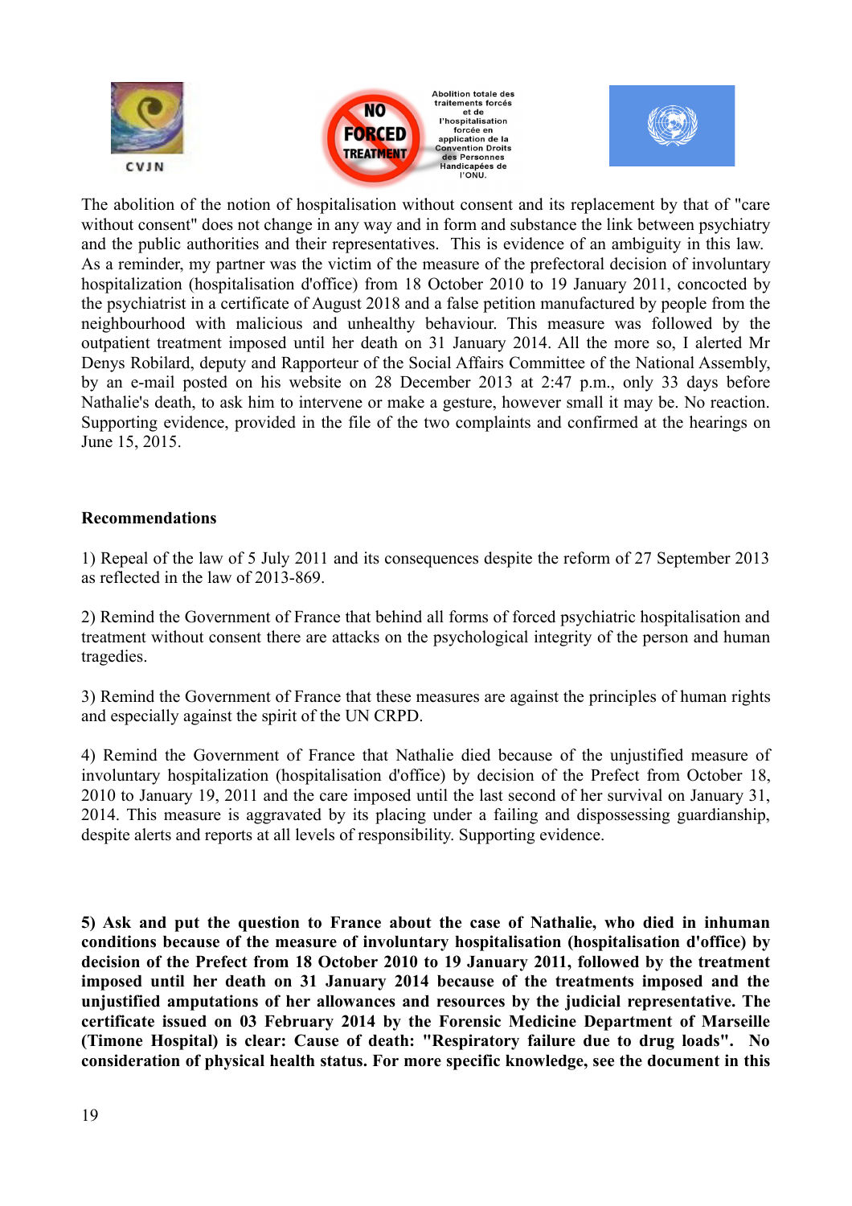The abolition of the notion of hospitalisation without consent and its replacement by that of "care without consent" does not change in any way and in form and substance the link between psychiatry and the public authorities and their representatives. This is evidence of an ambiguity in this law. As a reminder, my partner was the victim of the measure of the prefectoral decision of involuntary hospitalization (hospitalisation d'office) from 18 October 2010 to 19 January 2011, concocted by the psychiatrist in a certificate of August 2018 and a false petition manufactured by people from the neighbourhood with malicious and unhealthy behaviour. This measure was followed by the outpatient treatment imposed until her death on 31 January 2014. All the more so, I alerted Mr Denys Robilard, deputy and Rapporteur of the Social Affairs Committee of the National Assembly, by an e-mail posted on his website on 28 December 2013 at 2:47 p.m., only 33 days before Nathalie's death, to ask him to intervene or make a gesture, however small it may be. No reaction. Supporting evidence, provided in the file of the two complaints and confirmed at the hearings on June 15, 2015.

**Recommendations**

1) Repeal of the law of 5 July 2011 and its consequences despite the reform of 27 September 2013 as reflected in the law of 2013-869.

2) Remind the Government of France that behind all forms of forced psychiatric hospitalisation and treatment without consent there are attacks on the psychological integrity of the person and human tragedies.

3) Remind the Government of France that these measures are against the principles of human rights and especially against the spirit of the UN CRPD.

4) Remind the Government of France that Nathalie died because of the unjustified measure of involuntary hospitalization (hospitalisation d'office) by decision of the Prefect from October 18, 2010 to January 19, 2011 and the care imposed until the last second of her survival on January 31, 2014. This measure is aggravated by its placing under a failing and dispossessing guardianship, despite alerts and reports at all levels of responsibility. Supporting evidence.

**5) Ask and put the question to France about the case of Nathalie, who died in inhuman conditions because of the measure of involuntary hospitalisation (hospitalisation d'office) by decision of the Prefect from 18 October 2010 to 19 January 2011, followed by the treatment imposed until her death on 31 January 2014 because of the treatments imposed and the unjustified amputations of her allowances and resources by the judicial representative. The certificate issued on 03 February 2014 by the Forensic Medicine Department of Marseille (Timone Hospital) is clear: Cause of death: "Respiratory failure due to drug loads". No consideration of physical health status. For more specific knowledge, see the document in this**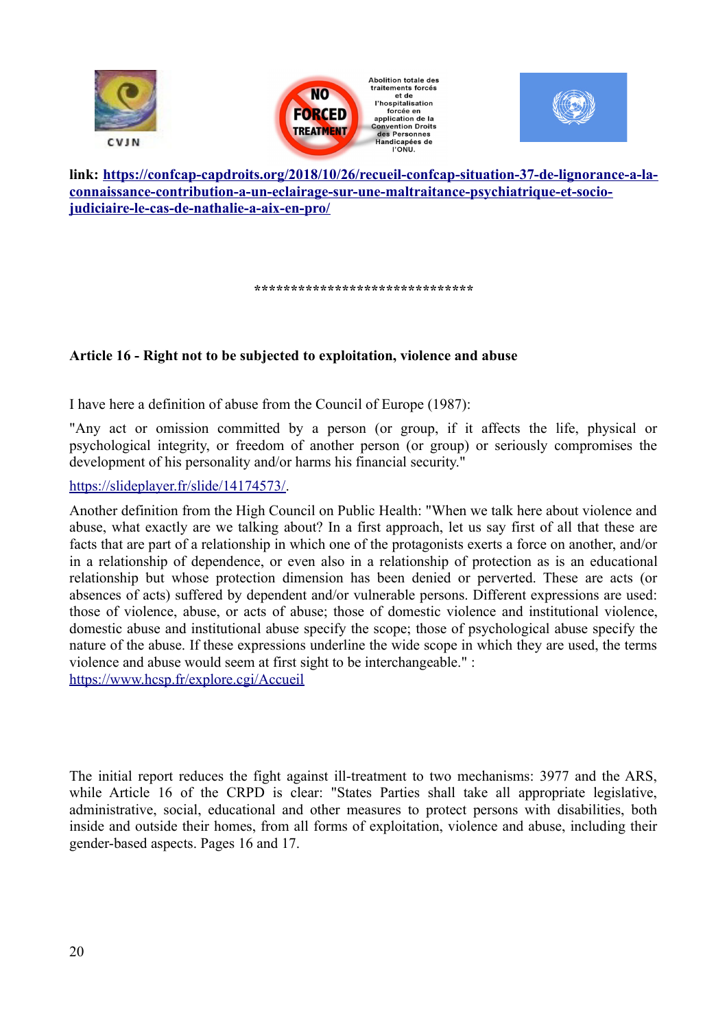**link: [https://confcap-capdroits.org/2018/10/26/recueil-confcap-situation-37-de-lignorance-a-la-connaissance-contribution-a-un-eclairage-sur-une-maltraitance-psychiatrique-et-socio-judiciaire-le-cas-de-nathalie-a-aix-en-pro/](https://confcap-capdroits.org/2018/10/26/recueil-confcap-situation-37-de-lignorance-a-la-connaissance-contribution-a-un-eclairage-sur-une-maltraitance-psychiatrique-et-socio-judiciaire-le-cas-de-nathalie-a-aix-en-pro/)**

******************************

### Article 16 - Right not to be subjected to exploitation, violence and abuse

I have here a definition of abuse from the Council of Europe (1987):

"Any act or omission committed by a person (or group, if it affects the life, physical or psychological integrity, or freedom of another person (or group) or seriously compromises the development of his personality and/or harms his financial security."

[https://slideplayer.fr/slide/14174573/](https://slideplayer.fr/slide/14174573/).

Another definition from the High Council on Public Health: "When we talk here about violence and abuse, what exactly are we talking about? In a first approach, let us say first of all that these are facts that are part of a relationship in which one of the protagonists exerts a force on another, and/or in a relationship of dependence, or even also in a relationship of protection as is an educational relationship but whose protection dimension has been denied or perverted. These are acts (or absences of acts) suffered by dependent and/or vulnerable persons. Different expressions are used: those of violence, abuse, or acts of abuse; those of domestic violence and institutional violence, domestic abuse and institutional abuse specify the scope; those of psychological abuse specify the nature of the abuse. If these expressions underline the wide scope in which they are used, the terms violence and abuse would seem at first sight to be interchangeable." : [https://www.hcsp.fr/explore.cgi/Accueil](https://www.hcsp.fr/explore.cgi/Accueil)

The initial report reduces the fight against ill-treatment to two mechanisms: 3977 and the ARS, while Article 16 of the CRPD is clear: "States Parties shall take all appropriate legislative, administrative, social, educational and other measures to protect persons with disabilities, both inside and outside their homes, from all forms of exploitation, violence and abuse, including their gender-based aspects. Pages 16 and 17.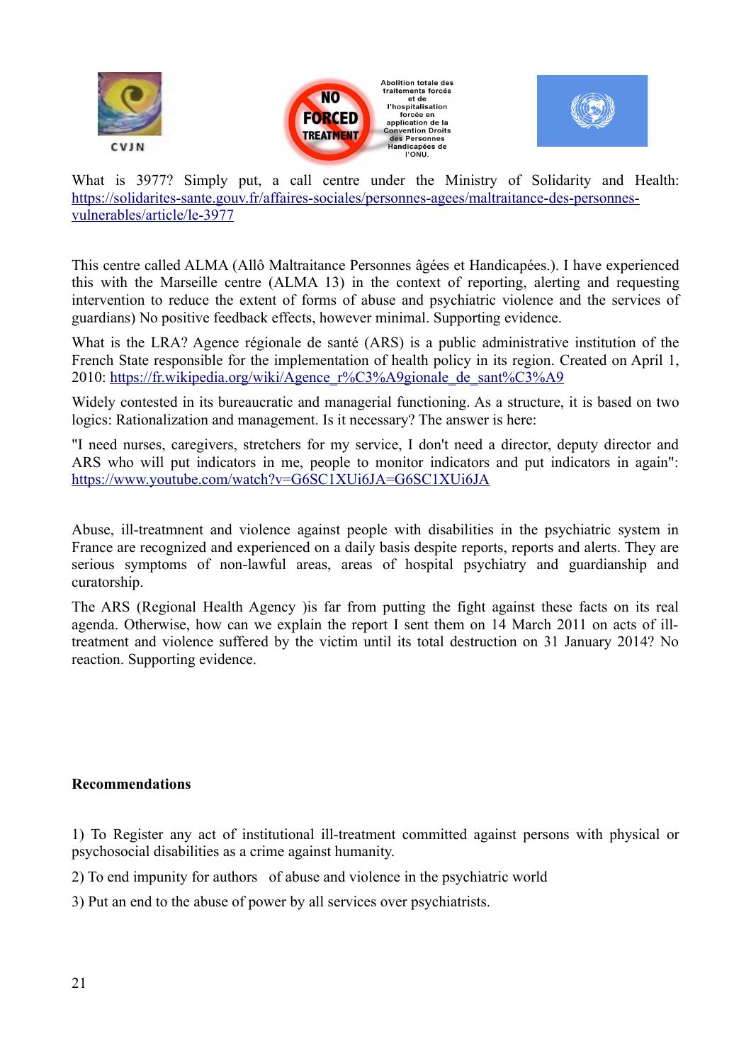What is 3977? Simply put, a call centre under the Ministry of Solidarity and Health: https://solidarites-sante.gouv.fr/affaires-sociales/personnes-agees/maltraitance-des-personnes-vulnerables/article/le-3977

This centre called ALMA (Allô Maltraitance Personnes âgées et Handicapées.). I have experienced this with the Marseille centre (ALMA 13) in the context of reporting, alerting and requesting intervention to reduce the extent of forms of abuse and psychiatric violence and the services of guardians) No positive feedback effects, however minimal. Supporting evidence.

What is the LRA? Agence régionale de santé (ARS) is a public administrative institution of the French State responsible for the implementation of health policy in its region. Created on April 1, 2010: https://fr.wikipedia.org/wiki/Agence_r%C3%A9gionale_de_sant%C3%A9

Widely contested in its bureaucratic and managerial functioning. As a structure, it is based on two logics: Rationalization and management. Is it necessary? The answer is here:

"I need nurses, caregivers, stretchers for my service, I don't need a director, deputy director and ARS who will put indicators in me, people to monitor indicators and put indicators in again": https://www.youtube.com/watch?v=G6SC1XUi6JA=G6SC1XUi6JA

Abuse, ill-treatmnent and violence against people with disabilities in the psychiatric system in France are recognized and experienced on a daily basis despite reports, reports and alerts. They are serious symptoms of non-lawful areas, areas of hospital psychiatry and guardianship and curatorship.

The ARS (Regional Health Agency )is far from putting the fight against these facts on its real agenda. Otherwise, how can we explain the report I sent them on 14 March 2011 on acts of ill-treatment and violence suffered by the victim until its total destruction on 31 January 2014? No reaction. Supporting evidence.

**Recommendations**

1) To Register any act of institutional ill-treatment committed against persons with physical or psychosocial disabilities as a crime against humanity.

2) To end impunity for authors of abuse and violence in the psychiatric world

3) Put an end to the abuse of power by all services over psychiatrists.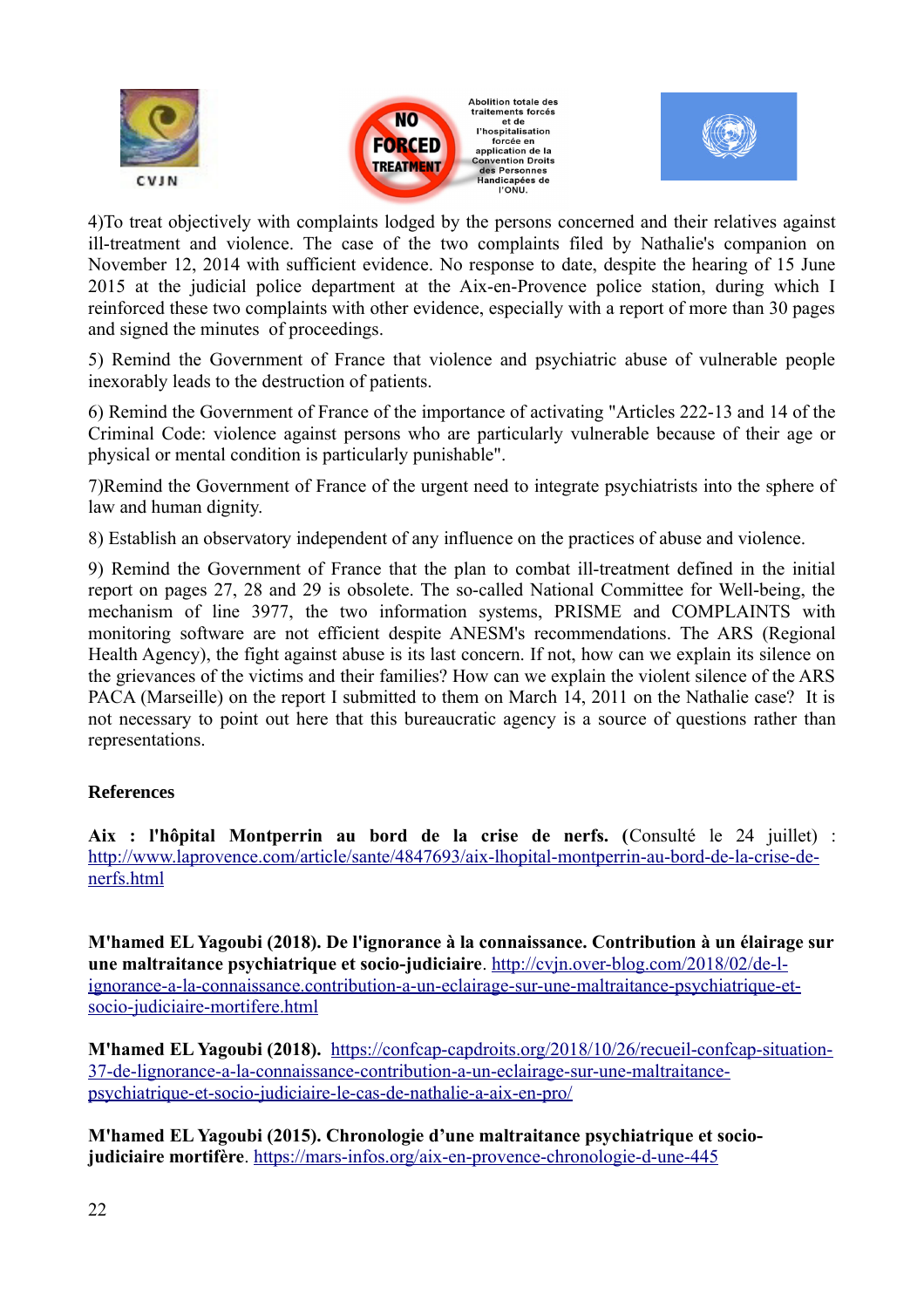4)To treat objectively with complaints lodged by the persons concerned and their relatives against ill-treatment and violence. The case of the two complaints filed by Nathalie's companion on November 12, 2014 with sufficient evidence. No response to date, despite the hearing of 15 June 2015 at the judicial police department at the Aix-en-Provence police station, during which I reinforced these two complaints with other evidence, especially with a report of more than 30 pages and signed the minutes of proceedings.

5) Remind the Government of France that violence and psychiatric abuse of vulnerable people inexorably leads to the destruction of patients.

6) Remind the Government of France of the importance of activating "Articles 222-13 and 14 of the Criminal Code: violence against persons who are particularly vulnerable because of their age or physical or mental condition is particularly punishable".

7)Remind the Government of France of the urgent need to integrate psychiatrists into the sphere of law and human dignity.

8) Establish an observatory independent of any influence on the practices of abuse and violence.

9) Remind the Government of France that the plan to combat ill-treatment defined in the initial report on pages 27, 28 and 29 is obsolete. The so-called National Committee for Well-being, the mechanism of line 3977, the two information systems, PRISME and COMPLAINTS with monitoring software are not efficient despite ANESM's recommendations. The ARS (Regional Health Agency), the fight against abuse is its last concern. If not, how can we explain its silence on the grievances of the victims and their families? How can we explain the violent silence of the ARS PACA (Marseille) on the report I submitted to them on March 14, 2011 on the Nathalie case? It is not necessary to point out here that this bureaucratic agency is a source of questions rather than representations.

**References**

**Aix : l'hôpital Montperrin au bord de la crise de nerfs.** (Consulté le 24 juillet) : http://www.laprovence.com/article/sante/4847693/aix-lhopital-montperrin-au-bord-de-la-crise-de-nerfs.html

**M'hamed EL Yagoubi (2018). De l'ignorance à la connaissance. Contribution à un élairage sur une maltraitance psychiatrique et socio-judiciaire**. http://cvjn.over-blog.com/2018/02/de-l-ignorance-a-la-connaissance.contribution-a-un-eclairage-sur-une-maltraitance-psychiatrique-et-socio-judiciaire-mortifere.html

**M'hamed EL Yagoubi (2018).** https://confcap-capdroits.org/2018/10/26/recueil-confcap-situation-37-de-lignorance-a-la-connaissance-contribution-a-un-eclairage-sur-une-maltraitance-psychiatrique-et-socio-judiciaire-le-cas-de-nathalie-a-aix-en-pro/

**M'hamed EL Yagoubi (2015). Chronologie d'une maltraitance psychiatrique et socio-judiciaire mortifère**. https://mars-infos.org/aix-en-provence-chronologie-d-une-445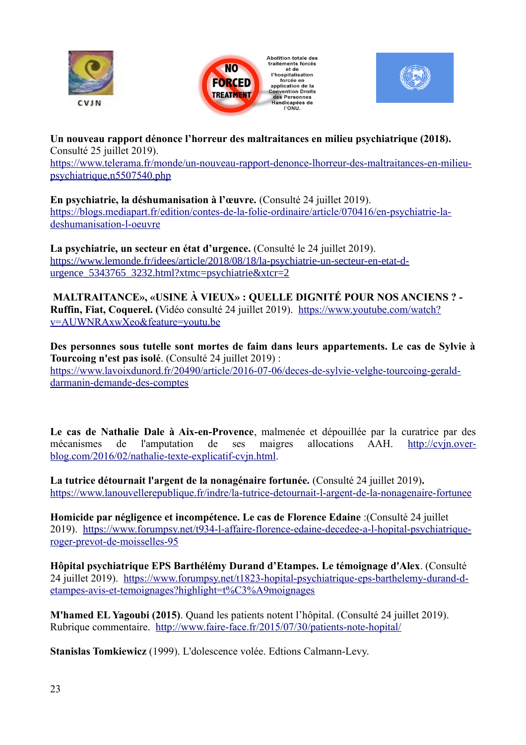CVJN

Abolition totale des traitements forcés et de l'hospitalisation forcée en application de la Convention Droits des Personnes Handicapées de l'ONU.

**Un nouveau rapport dénonce l'horreur des maltraitances en milieu psychiatrique (2018).** Consulté 25 juillet 2019). https://www.telerama.fr/monde/un-nouveau-rapport-denonce-lhorreur-des-maltraitances-en-milieu-psychiatrique,n5507540.php

**En psychiatrie, la déshumanisation à l'œuvre.** (Consulté 24 juillet 2019). https://blogs.mediapart.fr/edition/contes-de-la-folie-ordinaire/article/070416/en-psychiatrie-la-deshumanisation-l-oeuvre

**La psychiatrie, un secteur en état d'urgence.** (Consulté le 24 juillet 2019). https://www.lemonde.fr/idees/article/2018/08/18/la-psychiatrie-un-secteur-en-etat-d-urgence_5343765_3232.html?xtmc=psychiatrie&xtcr=2

**MALTRAITANCE», «USINE À VIEUX» : QUELLE DIGNITÉ POUR NOS ANCIENS ? - Ruffin, Fiat, Coquerel. (**Vidéo consulté 24 juillet 2019). https://www.youtube.com/watch?v=AUWNRAxwXeo&feature=youtu.be

**Des personnes sous tutelle sont mortes de faim dans leurs appartements. Le cas de Sylvie à Tourcoing n'est pas isolé**. (Consulté 24 juillet 2019) : https://www.lavoixdunord.fr/20490/article/2016-07-06/deces-de-sylvie-velghe-tourcoing-gerald-darmanin-demande-des-comptes

**Le cas de Nathalie Dale à Aix-en-Provence**, malmenée et dépouillée par la curatrice par des mécanismes de l'amputation de ses maigres allocations AAH. http://cvjn.over-blog.com/2016/02/nathalie-texte-explicatif-cvjn.html.

**La tutrice détournait l'argent de la nonagénaire fortunée.** (Consulté 24 juillet 2019**).** https://www.lanouvellerepublique.fr/indre/la-tutrice-detournait-l-argent-de-la-nonagenaire-fortunee

**Homicide par négligence et incompétence. Le cas de Florence Edaine** :(Consulté 24 juillet 2019). https://www.forumpsy.net/t934-l-affaire-florence-edaine-decedee-a-l-hopital-psychiatrique-roger-prevot-de-moisselles-95

**Hôpital psychiatrique EPS Barthélémy Durand d'Etampes. Le témoignage d'Alex**. (Consulté 24 juillet 2019). https://www.forumpsy.net/t1823-hopital-psychiatrique-eps-barthelemy-durand-d-etampes-avis-et-temoignages?highlight=t%C3%A9moignages

**M'hamed EL Yagoubi (2015)**. Quand les patients notent l'hôpital. (Consulté 24 juillet 2019). Rubrique commentaire. http://www.faire-face.fr/2015/07/30/patients-note-hopital/

**Stanislas Tomkiewicz** (1999). L'dolescence volée. Edtions Calmann-Levy.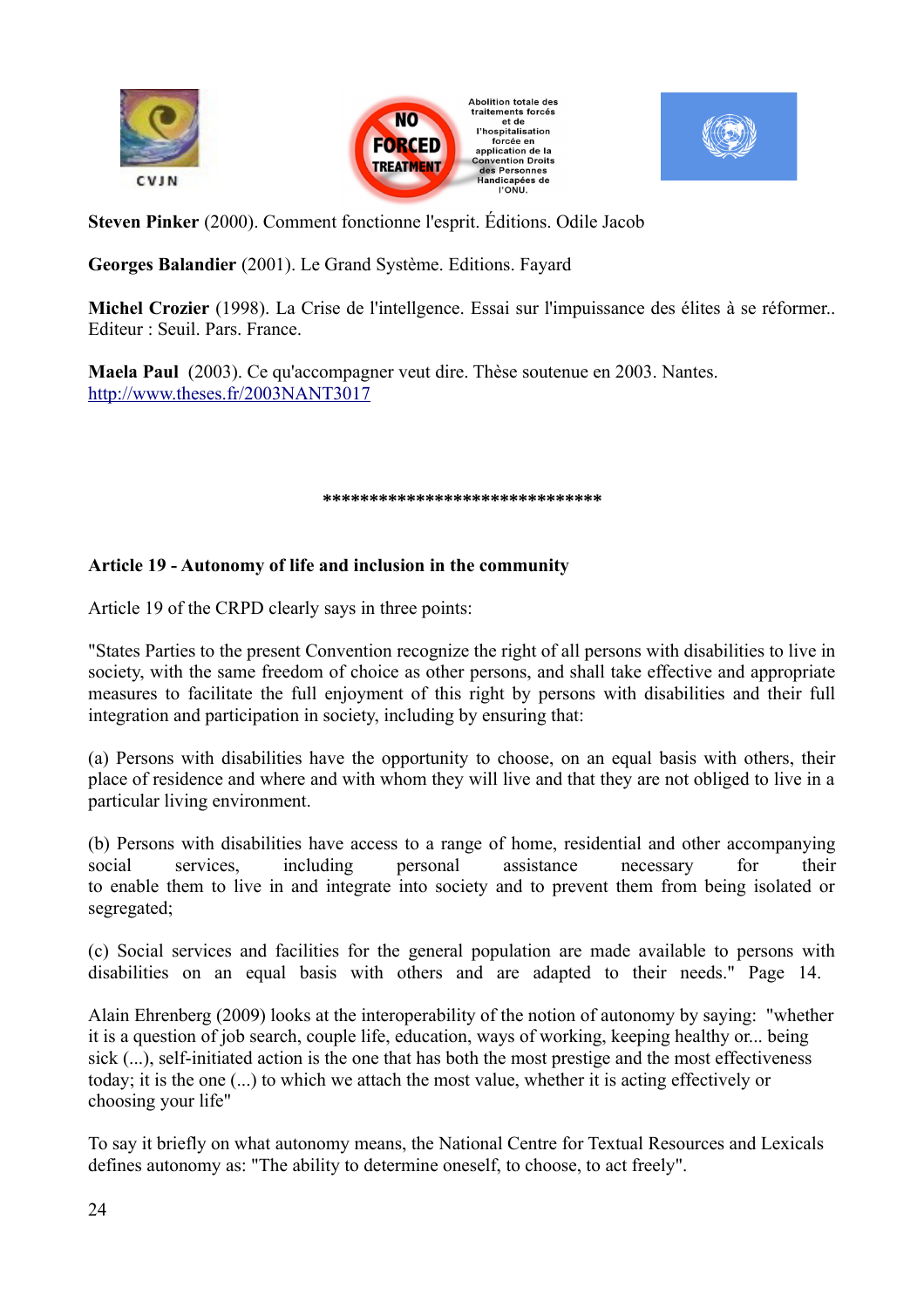**Steven Pinker** (2000). Comment fonctionne l'esprit. Éditions. Odile Jacob

**Georges Balandier** (2001). Le Grand Système. Editions. Fayard

**Michel Crozier** (1998). La Crise de l'intellgence. Essai sur l'impuissance des élites à se réformer.. Editeur : Seuil. Pars. France.

**Maela Paul** (2003). Ce qu'accompagner veut dire. Thèse soutenue en 2003. Nantes. http://www.theses.fr/2003NANT3017

******************************

**Article 19 - Autonomy of life and inclusion in the community**

Article 19 of the CRPD clearly says in three points:

"States Parties to the present Convention recognize the right of all persons with disabilities to live in society, with the same freedom of choice as other persons, and shall take effective and appropriate measures to facilitate the full enjoyment of this right by persons with disabilities and their full integration and participation in society, including by ensuring that:

(a) Persons with disabilities have the opportunity to choose, on an equal basis with others, their place of residence and where and with whom they will live and that they are not obliged to live in a particular living environment.

(b) Persons with disabilities have access to a range of home, residential and other accompanying social services, including personal assistance necessary for their to enable them to live in and integrate into society and to prevent them from being isolated or segregated;

(c) Social services and facilities for the general population are made available to persons with disabilities on an equal basis with others and are adapted to their needs." Page 14.

Alain Ehrenberg (2009) looks at the interoperability of the notion of autonomy by saying: "whether it is a question of job search, couple life, education, ways of working, keeping healthy or... being sick (...), self-initiated action is the one that has both the most prestige and the most effectiveness today; it is the one (...) to which we attach the most value, whether it is acting effectively or choosing your life"

To say it briefly on what autonomy means, the National Centre for Textual Resources and Lexicals defines autonomy as: "The ability to determine oneself, to choose, to act freely".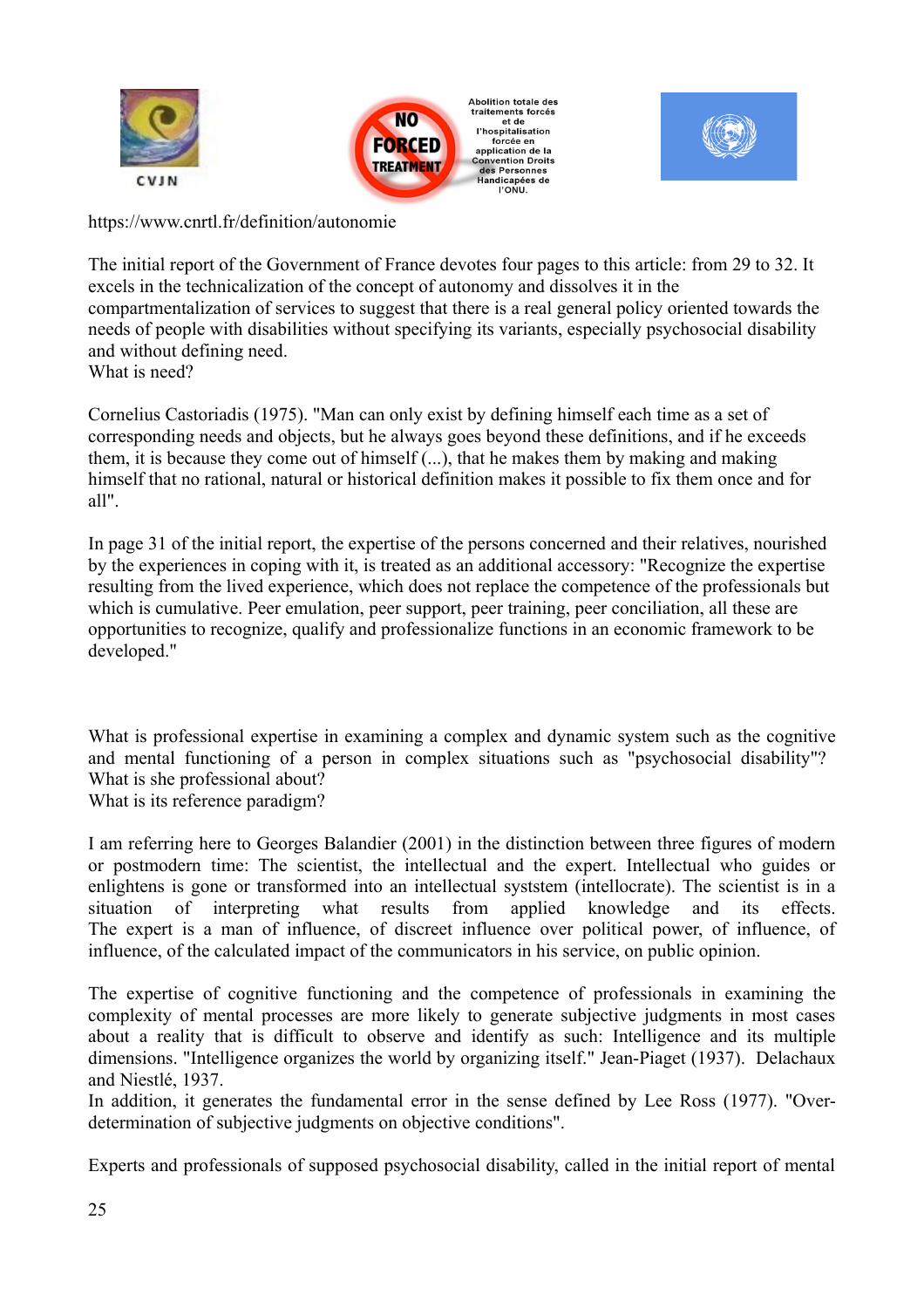https://www.cnrtl.fr/definition/autonomie

The initial report of the Government of France devotes four pages to this article: from 29 to 32. It excels in the technicalization of the concept of autonomy and dissolves it in the compartmentalization of services to suggest that there is a real general policy oriented towards the needs of people with disabilities without specifying its variants, especially psychosocial disability and without defining need.
What is need?

Cornelius Castoriadis (1975). "Man can only exist by defining himself each time as a set of corresponding needs and objects, but he always goes beyond these definitions, and if he exceeds them, it is because they come out of himself (...), that he makes them by making and making himself that no rational, natural or historical definition makes it possible to fix them once and for all".

In page 31 of the initial report, the expertise of the persons concerned and their relatives, nourished by the experiences in coping with it, is treated as an additional accessory: "Recognize the expertise resulting from the lived experience, which does not replace the competence of the professionals but which is cumulative. Peer emulation, peer support, peer training, peer conciliation, all these are opportunities to recognize, qualify and professionalize functions in an economic framework to be developed."

What is professional expertise in examining a complex and dynamic system such as the cognitive and mental functioning of a person in complex situations such as "psychosocial disability"?
What is she professional about?
What is its reference paradigm?

I am referring here to Georges Balandier (2001) in the distinction between three figures of modern or postmodern time: The scientist, the intellectual and the expert. Intellectual who guides or enlightens is gone or transformed into an intellectual syststem (intellocrate). The scientist is in a situation of interpreting what results from applied knowledge and its effects. The expert is a man of influence, of discreet influence over political power, of influence, of influence, of the calculated impact of the communicators in his service, on public opinion.

The expertise of cognitive functioning and the competence of professionals in examining the complexity of mental processes are more likely to generate subjective judgments in most cases about a reality that is difficult to observe and identify as such: Intelligence and its multiple dimensions. "Intelligence organizes the world by organizing itself." Jean-Piaget (1937). Delachaux and Niestlé, 1937.
In addition, it generates the fundamental error in the sense defined by Lee Ross (1977). "Over-determination of subjective judgments on objective conditions".

Experts and professionals of supposed psychosocial disability, called in the initial report of mental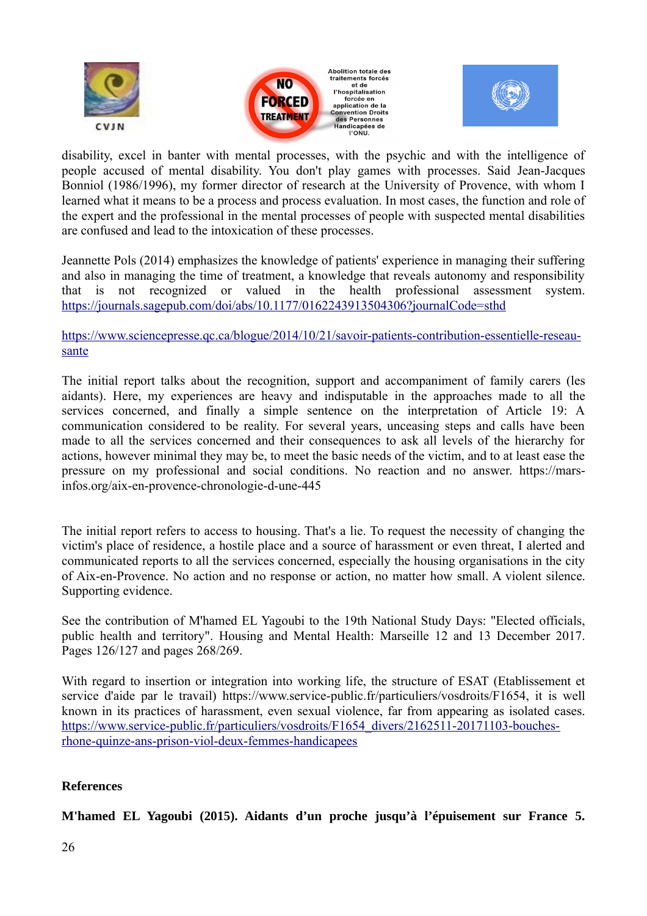disability, excel in banter with mental processes, with the psychic and with the intelligence of people accused of mental disability. You don't play games with processes. Said Jean-Jacques Bonniol (1986/1996), my former director of research at the University of Provence, with whom I learned what it means to be a process and process evaluation. In most cases, the function and role of the expert and the professional in the mental processes of people with suspected mental disabilities are confused and lead to the intoxication of these processes.

Jeannette Pols (2014) emphasizes the knowledge of patients' experience in managing their suffering and also in managing the time of treatment, a knowledge that reveals autonomy and responsibility that is not recognized or valued in the health professional assessment system. https://journals.sagepub.com/doi/abs/10.1177/0162243913504306?journalCode=sthd

https://www.sciencepresse.qc.ca/blogue/2014/10/21/savoir-patients-contribution-essentielle-reseau-sante

The initial report talks about the recognition, support and accompaniment of family carers (les aidants). Here, my experiences are heavy and indisputable in the approaches made to all the services concerned, and finally a simple sentence on the interpretation of Article 19: A communication considered to be reality. For several years, unceasing steps and calls have been made to all the services concerned and their consequences to ask all levels of the hierarchy for actions, however minimal they may be, to meet the basic needs of the victim, and to at least ease the pressure on my professional and social conditions. No reaction and no answer. https://mars-infos.org/aix-en-provence-chronologie-d-une-445

The initial report refers to access to housing. That's a lie. To request the necessity of changing the victim's place of residence, a hostile place and a source of harassment or even threat, I alerted and communicated reports to all the services concerned, especially the housing organisations in the city of Aix-en-Provence. No action and no response or action, no matter how small. A violent silence. Supporting evidence.

See the contribution of M'hamed EL Yagoubi to the 19th National Study Days: "Elected officials, public health and territory". Housing and Mental Health: Marseille 12 and 13 December 2017. Pages 126/127 and pages 268/269.

With regard to insertion or integration into working life, the structure of ESAT (Etablissement et service d'aide par le travail) https://www.service-public.fr/particuliers/vosdroits/F1654, it is well known in its practices of harassment, even sexual violence, far from appearing as isolated cases. https://www.service-public.fr/particuliers/vosdroits/F1654_divers/2162511-20171103-bouches-rhone-quinze-ans-prison-viol-deux-femmes-handicapees

**References**

**M'hamed EL Yagoubi (2015). Aidants d'un proche jusqu'à l'épuisement sur France 5.**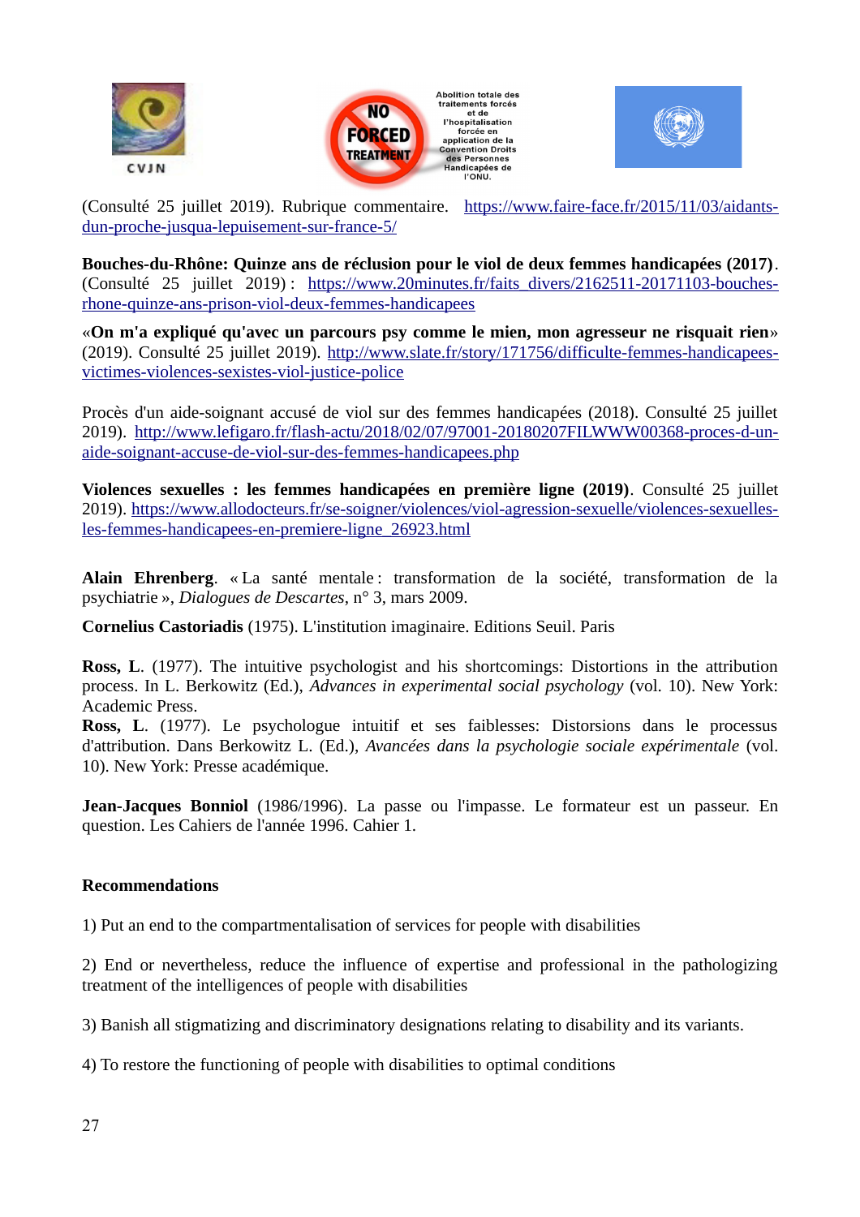(Consulté 25 juillet 2019). Rubrique commentaire. https://www.faire-face.fr/2015/11/03/aidants-dun-proche-jusqua-lepuisement-sur-france-5/

**Bouches-du-Rhône: Quinze ans de réclusion pour le viol de deux femmes handicapées (2017)**. (Consulté 25 juillet 2019) : https://www.20minutes.fr/faits_divers/2162511-20171103-bouches-rhone-quinze-ans-prison-viol-deux-femmes-handicapees

«**On m'a expliqué qu'avec un parcours psy comme le mien, mon agresseur ne risquait rien**» (2019). Consulté 25 juillet 2019). http://www.slate.fr/story/171756/difficulte-femmes-handicapees-victimes-violences-sexistes-viol-justice-police

Procès d'un aide-soignant accusé de viol sur des femmes handicapées (2018). Consulté 25 juillet 2019). http://www.lefigaro.fr/flash-actu/2018/02/07/97001-20180207FILWWW00368-proces-d-un-aide-soignant-accuse-de-viol-sur-des-femmes-handicapees.php

**Violences sexuelles : les femmes handicapées en première ligne (2019)**. Consulté 25 juillet 2019). https://www.allodocteurs.fr/se-soigner/violences/viol-agression-sexuelle/violences-sexuelles-les-femmes-handicapees-en-premiere-ligne_26923.html

**Alain Ehrenberg**. « La santé mentale : transformation de la société, transformation de la psychiatrie », *Dialogues de Descartes*, n° 3, mars 2009.

**Cornelius Castoriadis** (1975). L'institution imaginaire. Editions Seuil. Paris

**Ross, L**. (1977). The intuitive psychologist and his shortcomings: Distortions in the attribution process. In L. Berkowitz (Ed.), *Advances in experimental social psychology* (vol. 10). New York: Academic Press.
**Ross, L**. (1977). Le psychologue intuitif et ses faiblesses: Distorsions dans le processus d'attribution. Dans Berkowitz L. (Ed.), *Avancées dans la psychologie sociale expérimentale* (vol. 10). New York: Presse académique.

**Jean-Jacques Bonniol** (1986/1996). La passe ou l'impasse. Le formateur est un passeur. En question. Les Cahiers de l'année 1996. Cahier 1.

**Recommendations**

1) Put an end to the compartmentalisation of services for people with disabilities

2) End or nevertheless, reduce the influence of expertise and professional in the pathologizing treatment of the intelligences of people with disabilities

3) Banish all stigmatizing and discriminatory designations relating to disability and its variants.

4) To restore the functioning of people with disabilities to optimal conditions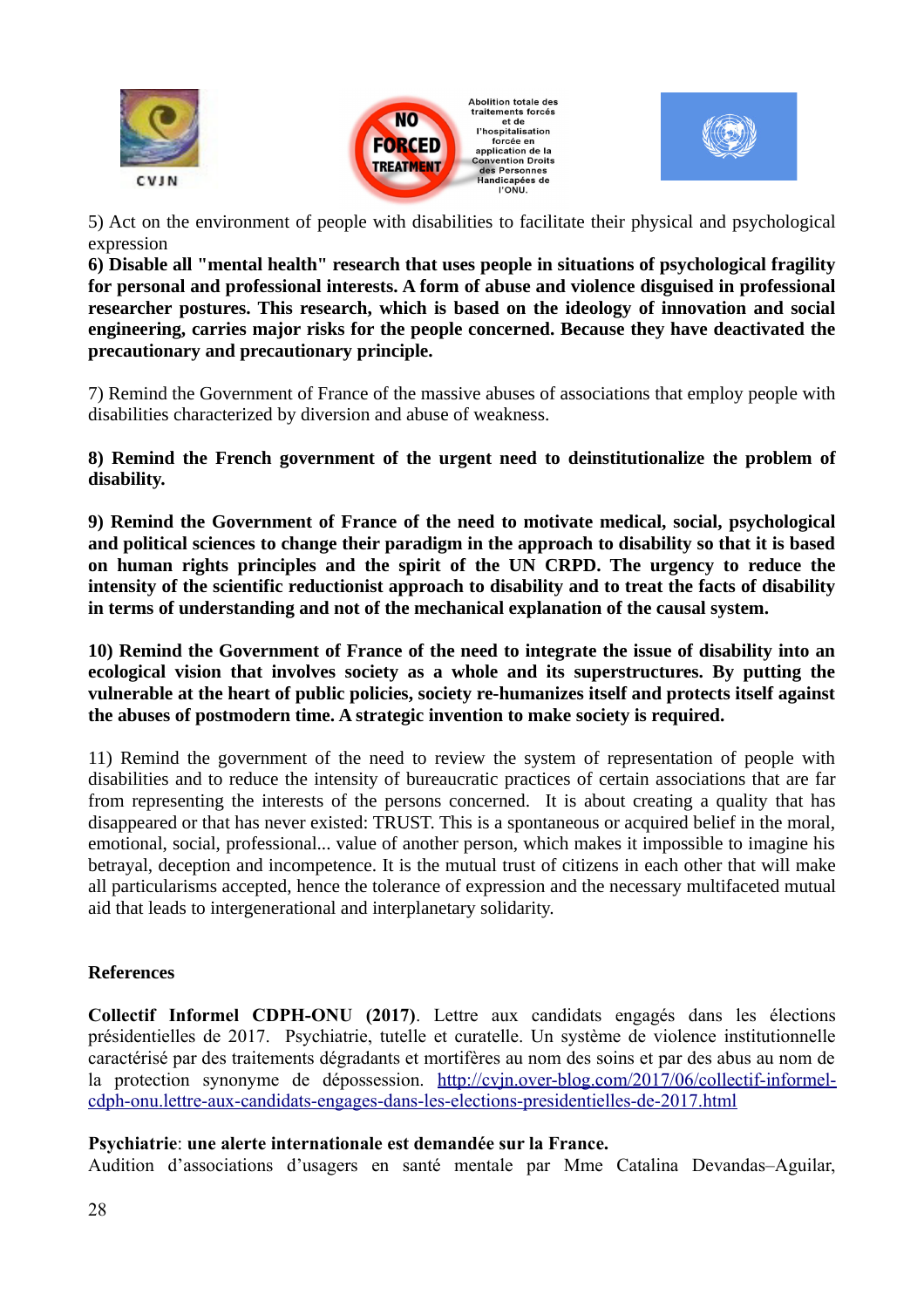5) Act on the environment of people with disabilities to facilitate their physical and psychological expression

**6) Disable all "mental health" research that uses people in situations of psychological fragility for personal and professional interests. A form of abuse and violence disguised in professional researcher postures. This research, which is based on the ideology of innovation and social engineering, carries major risks for the people concerned. Because they have deactivated the precautionary and precautionary principle.**

7) Remind the Government of France of the massive abuses of associations that employ people with disabilities characterized by diversion and abuse of weakness.

**8) Remind the French government of the urgent need to deinstitutionalize the problem of disability.**

**9) Remind the Government of France of the need to motivate medical, social, psychological and political sciences to change their paradigm in the approach to disability so that it is based on human rights principles and the spirit of the UN CRPD. The urgency to reduce the intensity of the scientific reductionist approach to disability and to treat the facts of disability in terms of understanding and not of the mechanical explanation of the causal system.**

**10) Remind the Government of France of the need to integrate the issue of disability into an ecological vision that involves society as a whole and its superstructures. By putting the vulnerable at the heart of public policies, society re-humanizes itself and protects itself against the abuses of postmodern time. A strategic invention to make society is required.**

11) Remind the government of the need to review the system of representation of people with disabilities and to reduce the intensity of bureaucratic practices of certain associations that are far from representing the interests of the persons concerned. It is about creating a quality that has disappeared or that has never existed: TRUST. This is a spontaneous or acquired belief in the moral, emotional, social, professional... value of another person, which makes it impossible to imagine his betrayal, deception and incompetence. It is the mutual trust of citizens in each other that will make all particularisms accepted, hence the tolerance of expression and the necessary multifaceted mutual aid that leads to intergenerational and interplanetary solidarity.

**References**

**Collectif Informel CDPH-ONU (2017)**. Lettre aux candidats engagés dans les élections présidentielles de 2017. Psychiatrie, tutelle et curatelle. Un système de violence institutionnelle caractérisé par des traitements dégradants et mortifères au nom des soins et par des abus au nom de la protection synonyme de dépossession. [http://cvjn.over-blog.com/2017/06/collectif-informel-cdph-onu.lettre-aux-candidats-engages-dans-les-elections-presidentielles-de-2017.html](http://cvjn.over-blog.com/2017/06/collectif-informel-cdph-onu.lettre-aux-candidats-engages-dans-les-elections-presidentielles-de-2017.html)

**Psychiatrie**: **une alerte internationale est demandée sur la France.**
Audition d'associations d'usagers en santé mentale par Mme Catalina Devandas–Aguilar,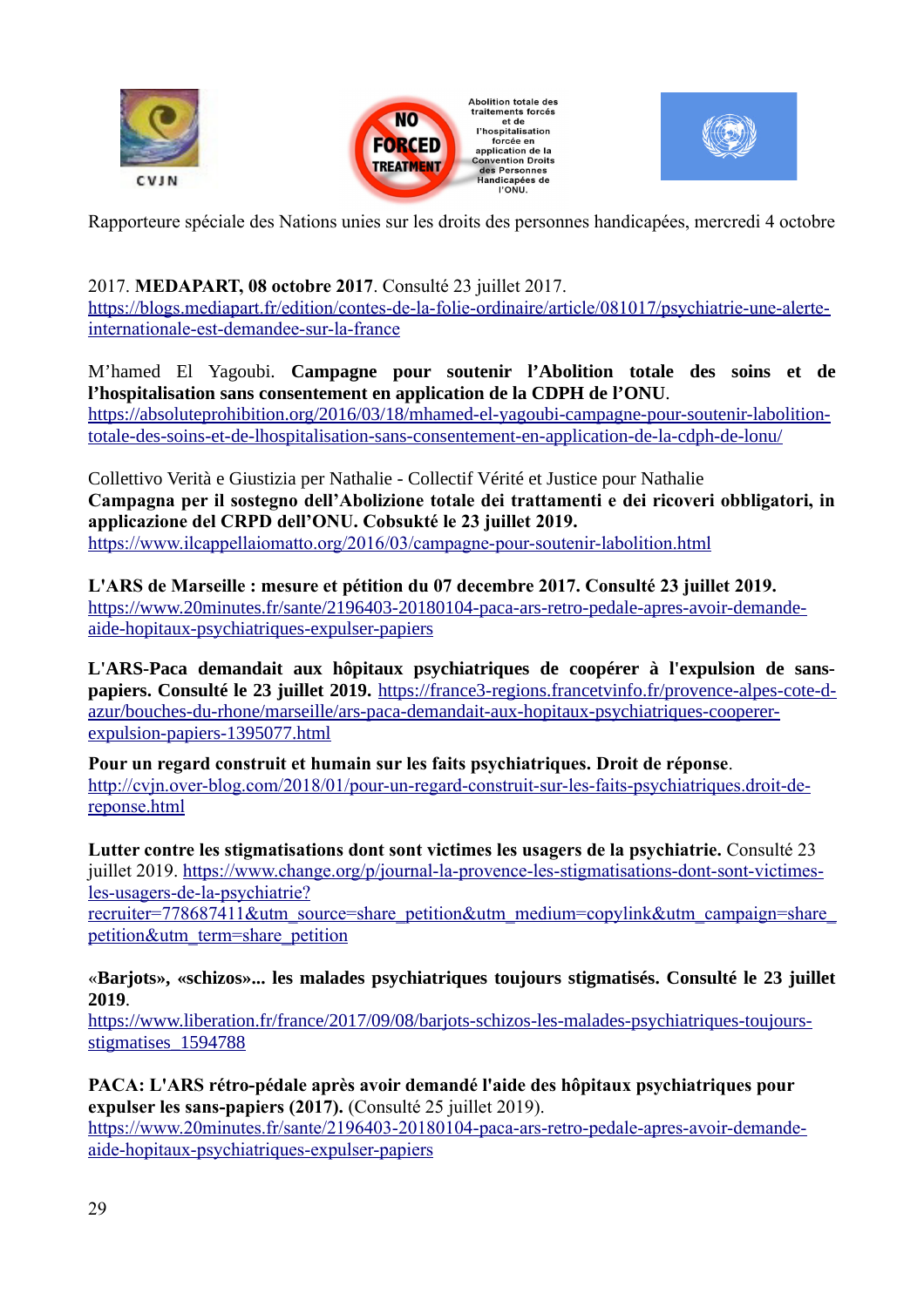CVJN

Abolition totale des traitements forcés et de l'hospitalisation forcée en application de la Convention Droits des Personnes Handicapées de l'ONU.

Rapporteure spéciale des Nations unies sur les droits des personnes handicapées, mercredi 4 octobre 2017. **MEDAPART, 08 octobre 2017**. Consulté 23 juillet 2017. https://blogs.mediapart.fr/edition/contes-de-la-folie-ordinaire/article/081017/psychiatrie-une-alerte-internationale-est-demandee-sur-la-france

M'hamed El Yagoubi. **Campagne pour soutenir l'Abolition totale des soins et de l'hospitalisation sans consentement en application de la CDPH de l'ONU**. https://absoluteprohibition.org/2016/03/18/mhamed-el-yagoubi-campagne-pour-soutenir-labolition-totale-des-soins-et-de-lhospitalisation-sans-consentement-en-application-de-la-cdph-de-lonu/

Collettivo Verità e Giustizia per Nathalie - Collectif Vérité et Justice pour Nathalie
**Campagna per il sostegno dell'Abolizione totale dei trattamenti e dei ricoveri obbligatori, in applicazione del CRPD dell'ONU. Cobsukté le 23 juillet 2019.** https://www.ilcappellaiomatto.org/2016/03/campagne-pour-soutenir-labolition.html

**L'ARS de Marseille : mesure et pétition du 07 decembre 2017. Consulté 23 juillet 2019.** https://www.20minutes.fr/sante/2196403-20180104-paca-ars-retro-pedale-apres-avoir-demande-aide-hopitaux-psychiatriques-expulser-papiers

**L'ARS-Paca demandait aux hôpitaux psychiatriques de coopérer à l'expulsion de sans-papiers. Consulté le 23 juillet 2019.** https://france3-regions.francetvinfo.fr/provence-alpes-cote-d-azur/bouches-du-rhone/marseille/ars-paca-demandait-aux-hopitaux-psychiatriques-cooperer-expulsion-papiers-1395077.html

**Pour un regard construit et humain sur les faits psychiatriques. Droit de réponse**. http://cvjn.over-blog.com/2018/01/pour-un-regard-construit-sur-les-faits-psychiatriques.droit-de-reponse.html

**Lutter contre les stigmatisations dont sont victimes les usagers de la psychiatrie.** Consulté 23 juillet 2019. https://www.change.org/p/journal-la-provence-les-stigmatisations-dont-sont-victimes-les-usagers-de-la-psychiatrie?recruiter=778687411&utm_source=share_petition&utm_medium=copylink&utm_campaign=share_petition&utm_term=share_petition

**«Barjots», «schizos»... les malades psychiatriques toujours stigmatisés. Consulté le 23 juillet 2019**. https://www.liberation.fr/france/2017/09/08/barjots-schizos-les-malades-psychiatriques-toujours-stigmatises_1594788

**PACA: L'ARS rétro-pédale après avoir demandé l'aide des hôpitaux psychiatriques pour expulser les sans-papiers (2017).** (Consulté 25 juillet 2019). https://www.20minutes.fr/sante/2196403-20180104-paca-ars-retro-pedale-apres-avoir-demande-aide-hopitaux-psychiatriques-expulser-papiers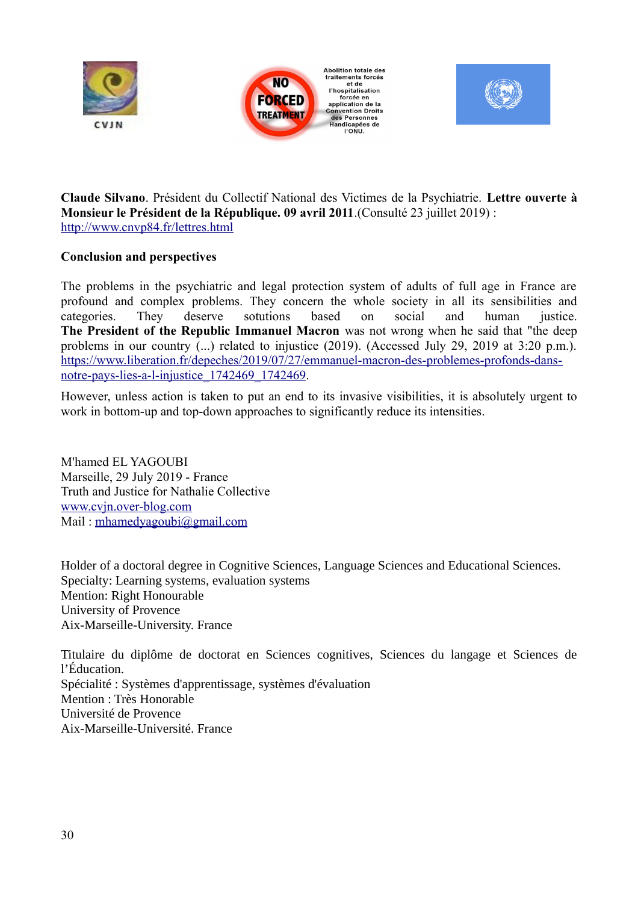CVJN

Abolition totale des traitements forcés et de l'hospitalisation forcée en application de la Convention Droits des Personnes Handicapées de l'ONU.

**Claude Silvano**. Président du Collectif National des Victimes de la Psychiatrie. **Lettre ouverte à Monsieur le Président de la République. 09 avril 2011**.(Consulté 23 juillet 2019) : http://www.cnvp84.fr/lettres.html

**Conclusion and perspectives**

The problems in the psychiatric and legal protection system of adults of full age in France are profound and complex problems. They concern the whole society in all its sensibilities and categories. They deserve sotutions based on social and human justice. **The President of the Republic Immanuel Macron** was not wrong when he said that "the deep problems in our country (...) related to injustice (2019). (Accessed July 29, 2019 at 3:20 p.m.). https://www.liberation.fr/depeches/2019/07/27/emmanuel-macron-des-problemes-profonds-dans-notre-pays-lies-a-l-injustice_1742469_1742469.

However, unless action is taken to put an end to its invasive visibilities, it is absolutely urgent to work in bottom-up and top-down approaches to significantly reduce its intensities.

M'hamed EL YAGOUBI
Marseille, 29 July 2019 - France
Truth and Justice for Nathalie Collective
www.cvjn.over-blog.com
Mail : mhamedyagoubi@gmail.com

Holder of a doctoral degree in Cognitive Sciences, Language Sciences and Educational Sciences.
Specialty: Learning systems, evaluation systems
Mention: Right Honourable
University of Provence
Aix-Marseille-University. France

Titulaire du diplôme de doctorat en Sciences cognitives, Sciences du langage et Sciences de l'Éducation.
Spécialité : Systèmes d'apprentissage, systèmes d'évaluation
Mention : Très Honorable
Université de Provence
Aix-Marseille-Université. France